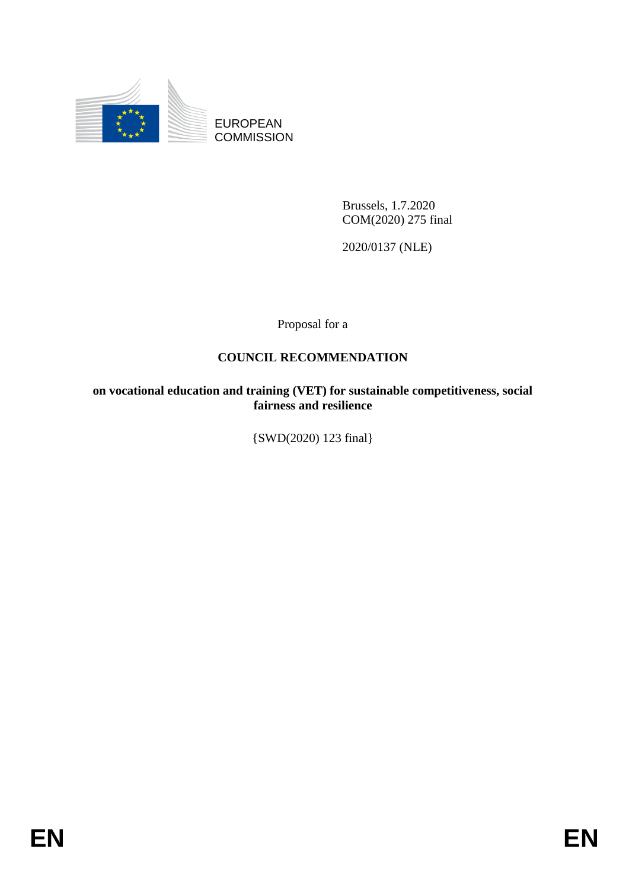EUROPEAN COMMISSION

Brussels, 1.7.2020
COM(2020) 275 final

2020/0137 (NLE)

Proposal for a

**COUNCIL RECOMMENDATION**

**on vocational education and training (VET) for sustainable competitiveness, social fairness and resilience**

{SWD(2020) 123 final}

EN EN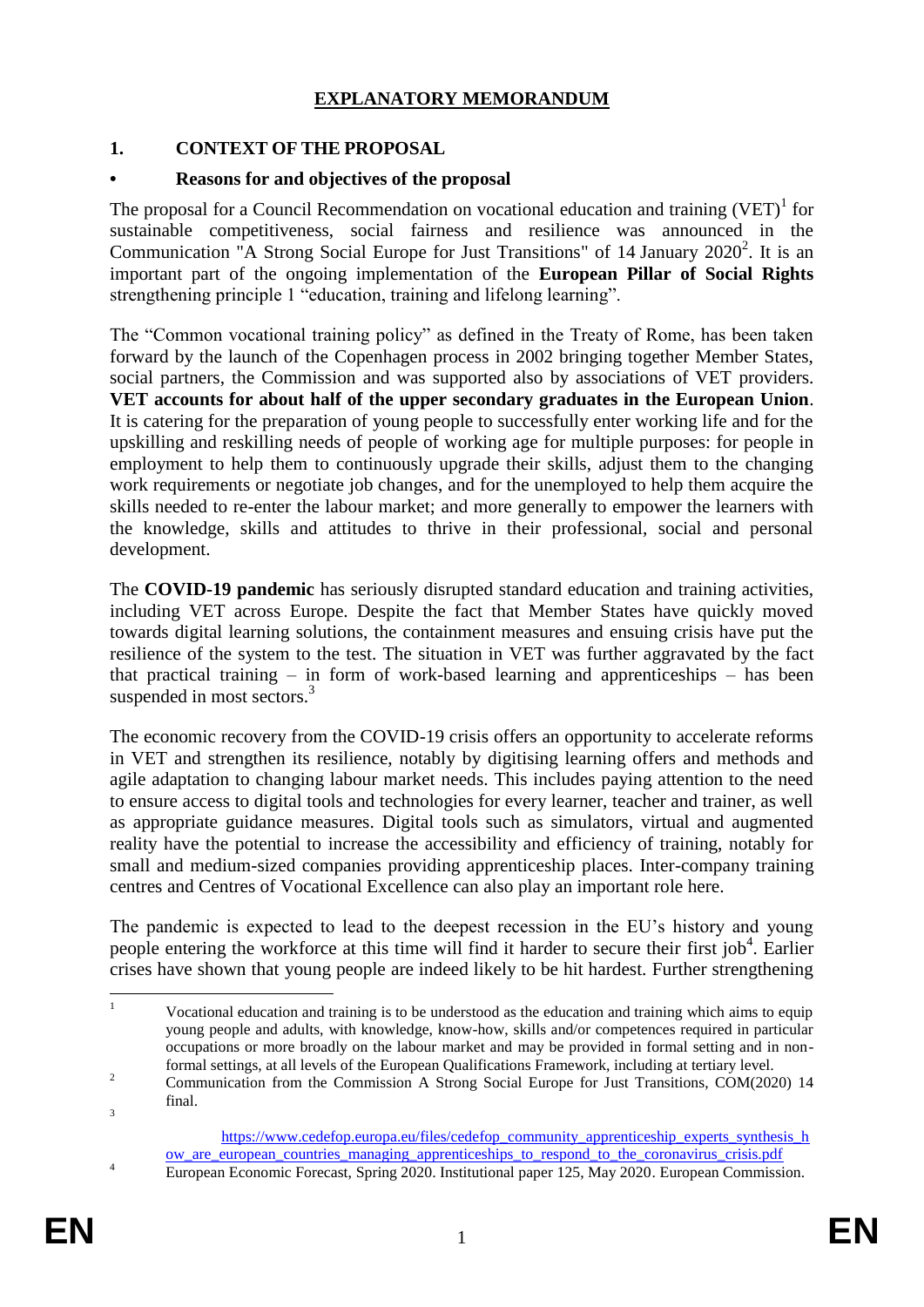# EXPLANATORY MEMORANDUM

## 1. CONTEXT OF THE PROPOSAL

### • Reasons for and objectives of the proposal

The proposal for a Council Recommendation on vocational education and training (VET)[1] for sustainable competitiveness, social fairness and resilience was announced in the Communication "A Strong Social Europe for Just Transitions" of 14 January 2020[2]. It is an important part of the ongoing implementation of the **European Pillar of Social Rights** strengthening principle 1 "education, training and lifelong learning".

The "Common vocational training policy" as defined in the Treaty of Rome, has been taken forward by the launch of the Copenhagen process in 2002 bringing together Member States, social partners, the Commission and was supported also by associations of VET providers. **VET accounts for about half of the upper secondary graduates in the European Union**. It is catering for the preparation of young people to successfully enter working life and for the upskilling and reskilling needs of people of working age for multiple purposes: for people in employment to help them to continuously upgrade their skills, adjust them to the changing work requirements or negotiate job changes, and for the unemployed to help them acquire the skills needed to re-enter the labour market; and more generally to empower the learners with the knowledge, skills and attitudes to thrive in their professional, social and personal development.

The **COVID-19 pandemic** has seriously disrupted standard education and training activities, including VET across Europe. Despite the fact that Member States have quickly moved towards digital learning solutions, the containment measures and ensuing crisis have put the resilience of the system to the test. The situation in VET was further aggravated by the fact that practical training – in form of work-based learning and apprenticeships – has been suspended in most sectors.[3]

The economic recovery from the COVID-19 crisis offers an opportunity to accelerate reforms in VET and strengthen its resilience, notably by digitising learning offers and methods and agile adaptation to changing labour market needs. This includes paying attention to the need to ensure access to digital tools and technologies for every learner, teacher and trainer, as well as appropriate guidance measures. Digital tools such as simulators, virtual and augmented reality have the potential to increase the accessibility and efficiency of training, notably for small and medium-sized companies providing apprenticeship places. Inter-company training centres and Centres of Vocational Excellence can also play an important role here.

The pandemic is expected to lead to the deepest recession in the EU's history and young people entering the workforce at this time will find it harder to secure their first job[4]. Earlier crises have shown that young people are indeed likely to be hit hardest. Further strengthening

---

[1] Vocational education and training is to be understood as the education and training which aims to equip young people and adults, with knowledge, know-how, skills and/or competences required in particular occupations or more broadly on the labour market and may be provided in formal setting and in non-formal settings, at all levels of the European Qualifications Framework, including at tertiary level.

[2] Communication from the Commission A Strong Social Europe for Just Transitions, COM(2020) 14 final.

[3] https://www.cedefop.europa.eu/files/cedefop_community_apprenticeship_experts_synthesis_how_are_european_countries_managing_apprenticeships_to_respond_to_the_coronavirus_crisis.pdf

[4] European Economic Forecast, Spring 2020. Institutional paper 125, May 2020. European Commission.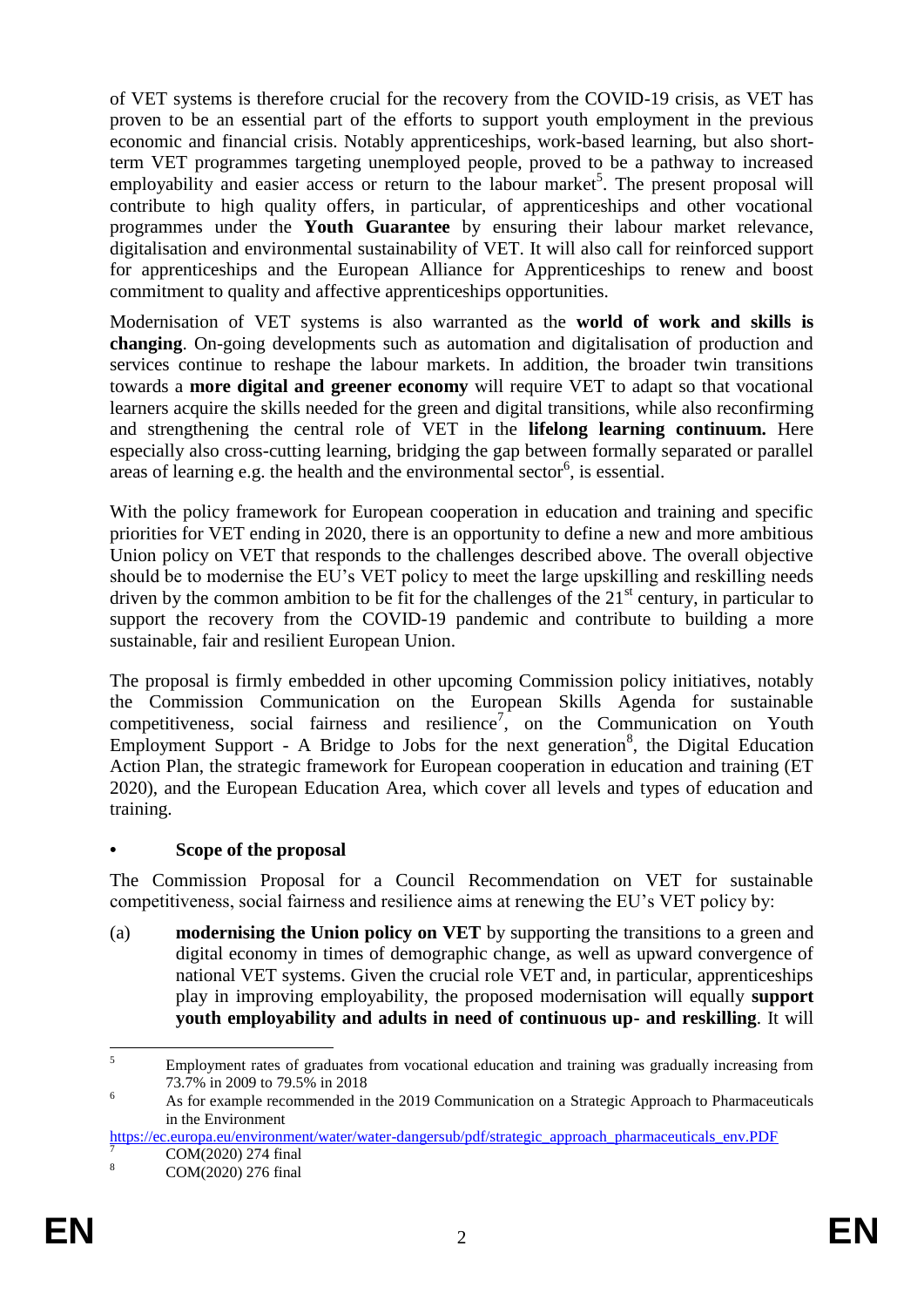of VET systems is therefore crucial for the recovery from the COVID-19 crisis, as VET has proven to be an essential part of the efforts to support youth employment in the previous economic and financial crisis. Notably apprenticeships, work-based learning, but also short-term VET programmes targeting unemployed people, proved to be a pathway to increased employability and easier access or return to the labour market[5]. The present proposal will contribute to high quality offers, in particular, of apprenticeships and other vocational programmes under the **Youth Guarantee** by ensuring their labour market relevance, digitalisation and environmental sustainability of VET. It will also call for reinforced support for apprenticeships and the European Alliance for Apprenticeships to renew and boost commitment to quality and affective apprenticeships opportunities.

Modernisation of VET systems is also warranted as the **world of work and skills is changing**. On-going developments such as automation and digitalisation of production and services continue to reshape the labour markets. In addition, the broader twin transitions towards a **more digital and greener economy** will require VET to adapt so that vocational learners acquire the skills needed for the green and digital transitions, while also reconfirming and strengthening the central role of VET in the **lifelong learning continuum.** Here especially also cross-cutting learning, bridging the gap between formally separated or parallel areas of learning e.g. the health and the environmental sector[6], is essential.

With the policy framework for European cooperation in education and training and specific priorities for VET ending in 2020, there is an opportunity to define a new and more ambitious Union policy on VET that responds to the challenges described above. The overall objective should be to modernise the EU's VET policy to meet the large upskilling and reskilling needs driven by the common ambition to be fit for the challenges of the 21st century, in particular to support the recovery from the COVID-19 pandemic and contribute to building a more sustainable, fair and resilient European Union.

The proposal is firmly embedded in other upcoming Commission policy initiatives, notably the Commission Communication on the European Skills Agenda for sustainable competitiveness, social fairness and resilience[7], on the Communication on Youth Employment Support - A Bridge to Jobs for the next generation[8], the Digital Education Action Plan, the strategic framework for European cooperation in education and training (ET 2020), and the European Education Area, which cover all levels and types of education and training.

- **Scope of the proposal**

The Commission Proposal for a Council Recommendation on VET for sustainable competitiveness, social fairness and resilience aims at renewing the EU's VET policy by:

(a) **modernising the Union policy on VET** by supporting the transitions to a green and digital economy in times of demographic change, as well as upward convergence of national VET systems. Given the crucial role VET and, in particular, apprenticeships play in improving employability, the proposed modernisation will equally **support youth employability and adults in need of continuous up- and reskilling**. It will

---

[5] Employment rates of graduates from vocational education and training was gradually increasing from 73.7% in 2009 to 79.5% in 2018

[6] As for example recommended in the 2019 Communication on a Strategic Approach to Pharmaceuticals in the Environment https://ec.europa.eu/environment/water/water-dangersub/pdf/strategic_approach_pharmaceuticals_env.PDF

[7] COM(2020) 274 final

[8] COM(2020) 276 final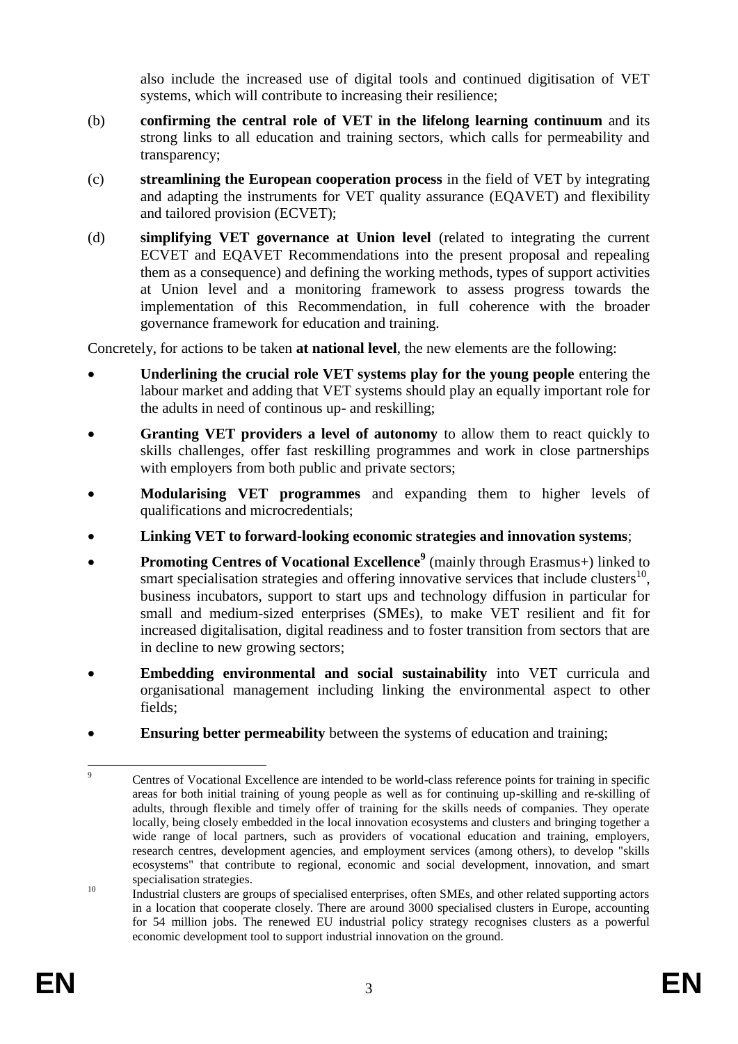also include the increased use of digital tools and continued digitisation of VET systems, which will contribute to increasing their resilience;

(b) **confirming the central role of VET in the lifelong learning continuum** and its strong links to all education and training sectors, which calls for permeability and transparency;

(c) **streamlining the European cooperation process** in the field of VET by integrating and adapting the instruments for VET quality assurance (EQAVET) and flexibility and tailored provision (ECVET);

(d) **simplifying VET governance at Union level** (related to integrating the current ECVET and EQAVET Recommendations into the present proposal and repealing them as a consequence) and defining the working methods, types of support activities at Union level and a monitoring framework to assess progress towards the implementation of this Recommendation, in full coherence with the broader governance framework for education and training.

Concretely, for actions to be taken **at national level**, the new elements are the following:

- **Underlining the crucial role VET systems play for the young people** entering the labour market and adding that VET systems should play an equally important role for the adults in need of continous up- and reskilling;
- **Granting VET providers a level of autonomy** to allow them to react quickly to skills challenges, offer fast reskilling programmes and work in close partnerships with employers from both public and private sectors;
- **Modularising VET programmes** and expanding them to higher levels of qualifications and microcredentials;
- **Linking VET to forward-looking economic strategies and innovation systems**;
- **Promoting Centres of Vocational Excellence**[9] (mainly through Erasmus+) linked to smart specialisation strategies and offering innovative services that include clusters[10], business incubators, support to start ups and technology diffusion in particular for small and medium-sized enterprises (SMEs), to make VET resilient and fit for increased digitalisation, digital readiness and to foster transition from sectors that are in decline to new growing sectors;
- **Embedding environmental and social sustainability** into VET curricula and organisational management including linking the environmental aspect to other fields;
- **Ensuring better permeability** between the systems of education and training;

---

[9] Centres of Vocational Excellence are intended to be world-class reference points for training in specific areas for both initial training of young people as well as for continuing up-skilling and re-skilling of adults, through flexible and timely offer of training for the skills needs of companies. They operate locally, being closely embedded in the local innovation ecosystems and clusters and bringing together a wide range of local partners, such as providers of vocational education and training, employers, research centres, development agencies, and employment services (among others), to develop "skills ecosystems" that contribute to regional, economic and social development, innovation, and smart specialisation strategies.

[10] Industrial clusters are groups of specialised enterprises, often SMEs, and other related supporting actors in a location that cooperate closely. There are around 3000 specialised clusters in Europe, accounting for 54 million jobs. The renewed EU industrial policy strategy recognises clusters as a powerful economic development tool to support industrial innovation on the ground.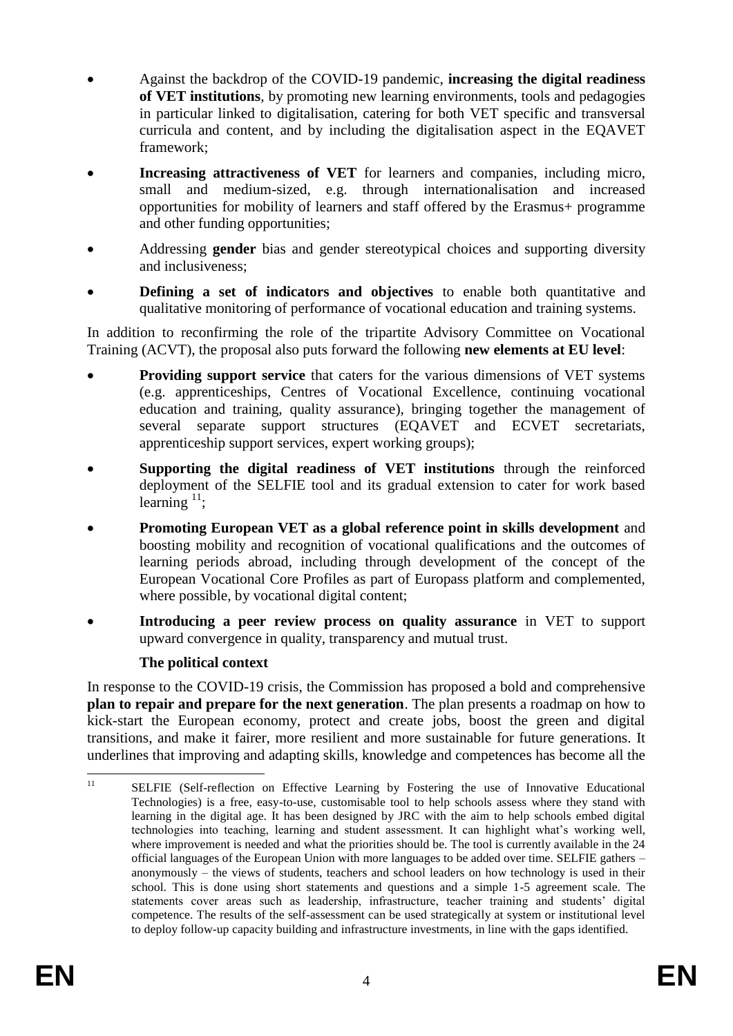- Against the backdrop of the COVID-19 pandemic, **increasing the digital readiness of VET institutions**, by promoting new learning environments, tools and pedagogies in particular linked to digitalisation, catering for both VET specific and transversal curricula and content, and by including the digitalisation aspect in the EQAVET framework;
- **Increasing attractiveness of VET** for learners and companies, including micro, small and medium-sized, e.g. through internationalisation and increased opportunities for mobility of learners and staff offered by the Erasmus+ programme and other funding opportunities;
- Addressing **gender** bias and gender stereotypical choices and supporting diversity and inclusiveness;
- **Defining a set of indicators and objectives** to enable both quantitative and qualitative monitoring of performance of vocational education and training systems.

In addition to reconfirming the role of the tripartite Advisory Committee on Vocational Training (ACVT), the proposal also puts forward the following **new elements at EU level**:

- **Providing support service** that caters for the various dimensions of VET systems (e.g. apprenticeships, Centres of Vocational Excellence, continuing vocational education and training, quality assurance), bringing together the management of several separate support structures (EQAVET and ECVET secretariats, apprenticeship support services, expert working groups);
- **Supporting the digital readiness of VET institutions** through the reinforced deployment of the SELFIE tool and its gradual extension to cater for work based learning [11];
- **Promoting European VET as a global reference point in skills development** and boosting mobility and recognition of vocational qualifications and the outcomes of learning periods abroad, including through development of the concept of the European Vocational Core Profiles as part of Europass platform and complemented, where possible, by vocational digital content;
- **Introducing a peer review process on quality assurance** in VET to support upward convergence in quality, transparency and mutual trust.

**The political context**

In response to the COVID-19 crisis, the Commission has proposed a bold and comprehensive **plan to repair and prepare for the next generation**. The plan presents a roadmap on how to kick-start the European economy, protect and create jobs, boost the green and digital transitions, and make it fairer, more resilient and more sustainable for future generations. It underlines that improving and adapting skills, knowledge and competences has become all the

[11] SELFIE (Self-reflection on Effective Learning by Fostering the use of Innovative Educational Technologies) is a free, easy-to-use, customisable tool to help schools assess where they stand with learning in the digital age. It has been designed by JRC with the aim to help schools embed digital technologies into teaching, learning and student assessment. It can highlight what's working well, where improvement is needed and what the priorities should be. The tool is currently available in the 24 official languages of the European Union with more languages to be added over time. SELFIE gathers – anonymously – the views of students, teachers and school leaders on how technology is used in their school. This is done using short statements and questions and a simple 1-5 agreement scale. The statements cover areas such as leadership, infrastructure, teacher training and students' digital competence. The results of the self-assessment can be used strategically at system or institutional level to deploy follow-up capacity building and infrastructure investments, in line with the gaps identified.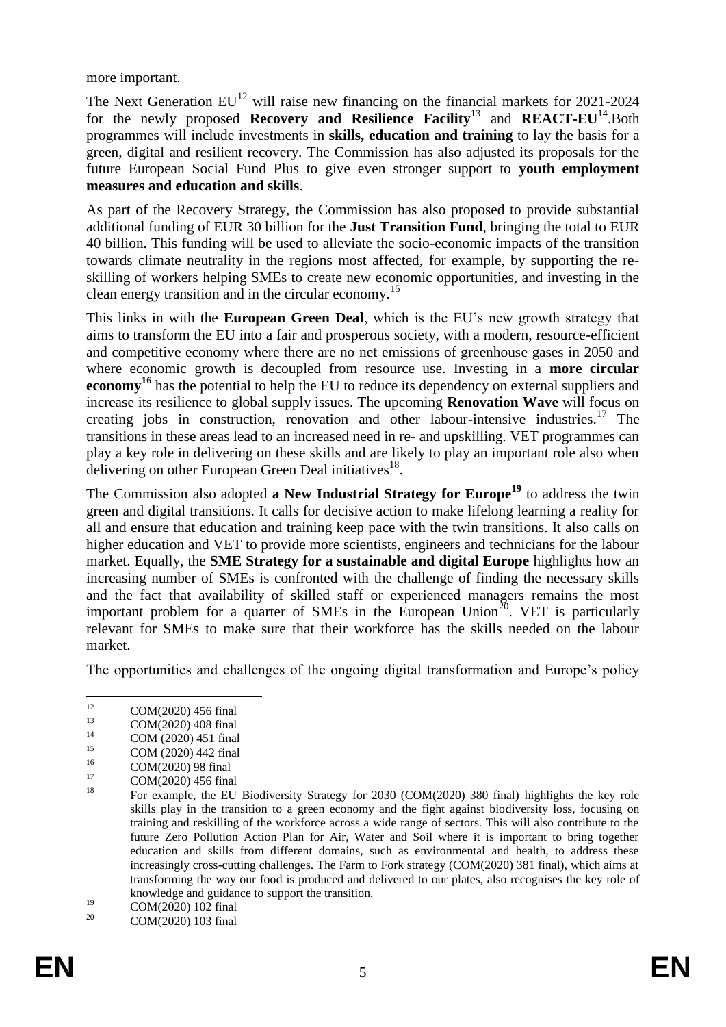more important.

The Next Generation EU[12] will raise new financing on the financial markets for 2021-2024 for the newly proposed **Recovery and Resilience Facility**[13] and **REACT-EU**[14].Both programmes will include investments in **skills, education and training** to lay the basis for a green, digital and resilient recovery. The Commission has also adjusted its proposals for the future European Social Fund Plus to give even stronger support to **youth employment measures and education and skills**.

As part of the Recovery Strategy, the Commission has also proposed to provide substantial additional funding of EUR 30 billion for the **Just Transition Fund**, bringing the total to EUR 40 billion. This funding will be used to alleviate the socio-economic impacts of the transition towards climate neutrality in the regions most affected, for example, by supporting the re-skilling of workers helping SMEs to create new economic opportunities, and investing in the clean energy transition and in the circular economy.[15]

This links in with the **European Green Deal**, which is the EU's new growth strategy that aims to transform the EU into a fair and prosperous society, with a modern, resource-efficient and competitive economy where there are no net emissions of greenhouse gases in 2050 and where economic growth is decoupled from resource use. Investing in a **more circular economy**[16] has the potential to help the EU to reduce its dependency on external suppliers and increase its resilience to global supply issues. The upcoming **Renovation Wave** will focus on creating jobs in construction, renovation and other labour-intensive industries.[17] The transitions in these areas lead to an increased need in re- and upskilling. VET programmes can play a key role in delivering on these skills and are likely to play an important role also when delivering on other European Green Deal initiatives[18].

The Commission also adopted **a New Industrial Strategy for Europe**[19] to address the twin green and digital transitions. It calls for decisive action to make lifelong learning a reality for all and ensure that education and training keep pace with the twin transitions. It also calls on higher education and VET to provide more scientists, engineers and technicians for the labour market. Equally, the **SME Strategy for a sustainable and digital Europe** highlights how an increasing number of SMEs is confronted with the challenge of finding the necessary skills and the fact that availability of skilled staff or experienced managers remains the most important problem for a quarter of SMEs in the European Union[20]. VET is particularly relevant for SMEs to make sure that their workforce has the skills needed on the labour market.

The opportunities and challenges of the ongoing digital transformation and Europe's policy

---

[12] COM(2020) 456 final

[13] COM(2020) 408 final

[14] COM (2020) 451 final

[15] COM (2020) 442 final

[16] COM(2020) 98 final

[17] COM(2020) 456 final

[18] For example, the EU Biodiversity Strategy for 2030 (COM(2020) 380 final) highlights the key role skills play in the transition to a green economy and the fight against biodiversity loss, focusing on training and reskilling of the workforce across a wide range of sectors. This will also contribute to the future Zero Pollution Action Plan for Air, Water and Soil where it is important to bring together education and skills from different domains, such as environmental and health, to address these increasingly cross-cutting challenges. The Farm to Fork strategy (COM(2020) 381 final), which aims at transforming the way our food is produced and delivered to our plates, also recognises the key role of knowledge and guidance to support the transition.

[19] COM(2020) 102 final

[20] COM(2020) 103 final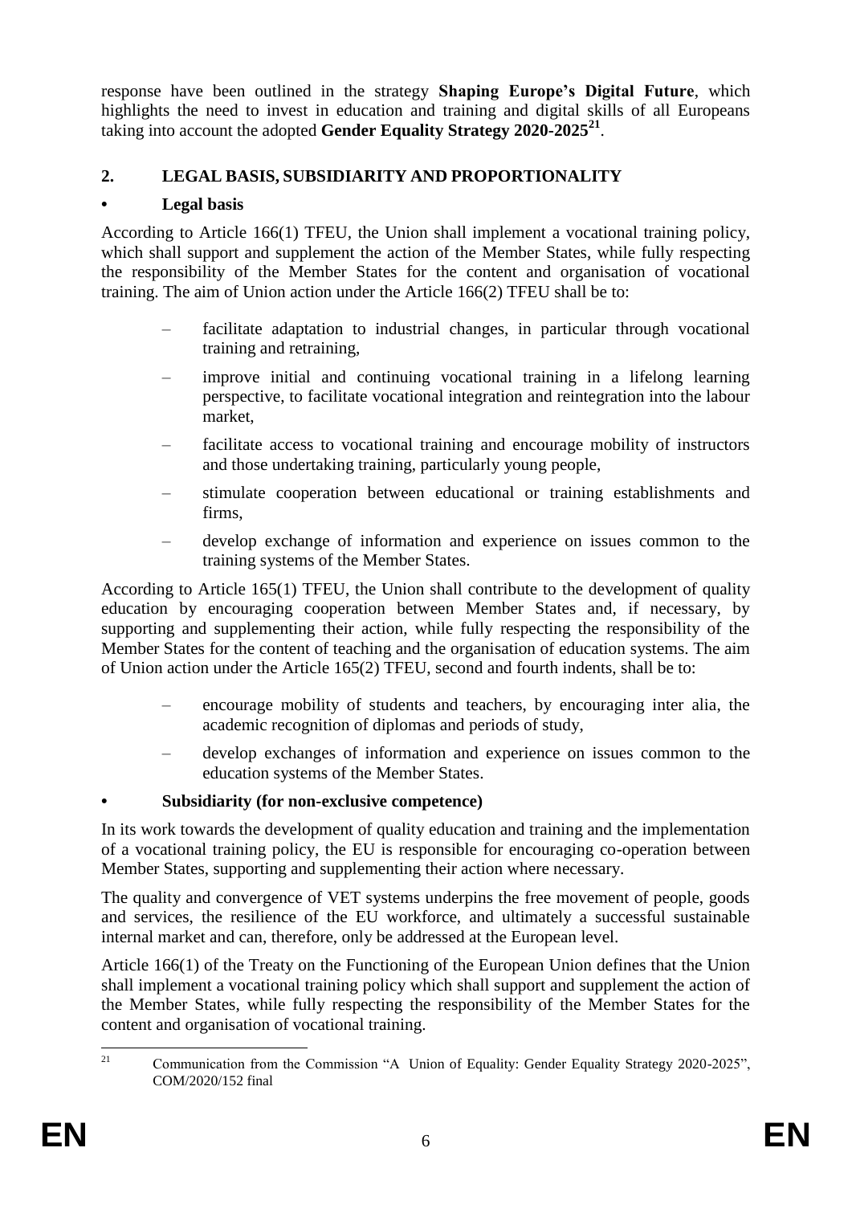response have been outlined in the strategy **Shaping Europe's Digital Future**, which highlights the need to invest in education and training and digital skills of all Europeans taking into account the adopted **Gender Equality Strategy 2020-2025**[21].

## 2. LEGAL BASIS, SUBSIDIARITY AND PROPORTIONALITY

### • Legal basis

According to Article 166(1) TFEU, the Union shall implement a vocational training policy, which shall support and supplement the action of the Member States, while fully respecting the responsibility of the Member States for the content and organisation of vocational training. The aim of Union action under the Article 166(2) TFEU shall be to:

- facilitate adaptation to industrial changes, in particular through vocational training and retraining,
- improve initial and continuing vocational training in a lifelong learning perspective, to facilitate vocational integration and reintegration into the labour market,
- facilitate access to vocational training and encourage mobility of instructors and those undertaking training, particularly young people,
- stimulate cooperation between educational or training establishments and firms,
- develop exchange of information and experience on issues common to the training systems of the Member States.

According to Article 165(1) TFEU, the Union shall contribute to the development of quality education by encouraging cooperation between Member States and, if necessary, by supporting and supplementing their action, while fully respecting the responsibility of the Member States for the content of teaching and the organisation of education systems. The aim of Union action under the Article 165(2) TFEU, second and fourth indents, shall be to:

- encourage mobility of students and teachers, by encouraging inter alia, the academic recognition of diplomas and periods of study,
- develop exchanges of information and experience on issues common to the education systems of the Member States.

### • Subsidiarity (for non-exclusive competence)

In its work towards the development of quality education and training and the implementation of a vocational training policy, the EU is responsible for encouraging co-operation between Member States, supporting and supplementing their action where necessary.

The quality and convergence of VET systems underpins the free movement of people, goods and services, the resilience of the EU workforce, and ultimately a successful sustainable internal market and can, therefore, only be addressed at the European level.

Article 166(1) of the Treaty on the Functioning of the European Union defines that the Union shall implement a vocational training policy which shall support and supplement the action of the Member States, while fully respecting the responsibility of the Member States for the content and organisation of vocational training.

[21] Communication from the Commission "A Union of Equality: Gender Equality Strategy 2020-2025", COM/2020/152 final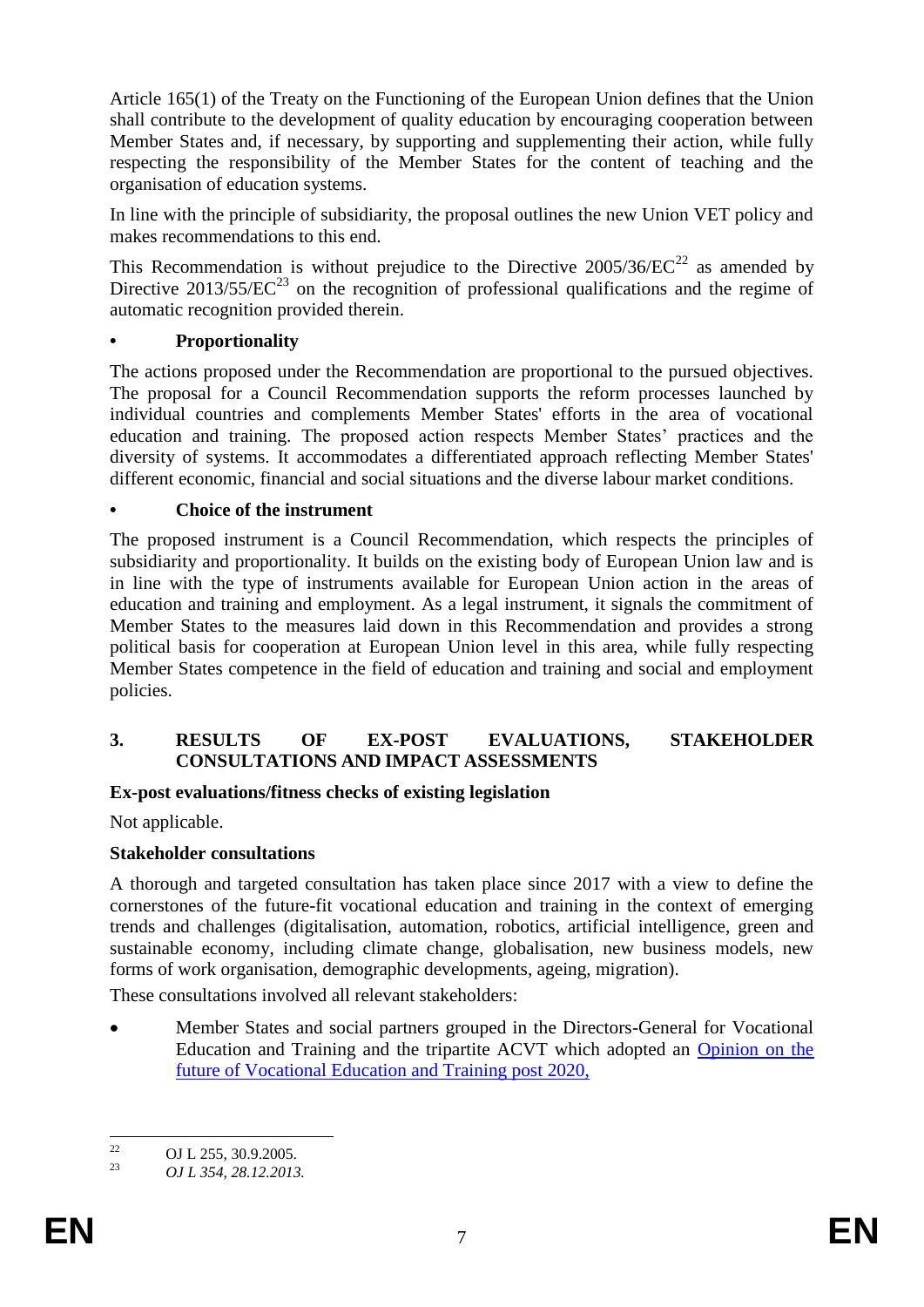Article 165(1) of the Treaty on the Functioning of the European Union defines that the Union shall contribute to the development of quality education by encouraging cooperation between Member States and, if necessary, by supporting and supplementing their action, while fully respecting the responsibility of the Member States for the content of teaching and the organisation of education systems.

In line with the principle of subsidiarity, the proposal outlines the new Union VET policy and makes recommendations to this end.

This Recommendation is without prejudice to the Directive 2005/36/EC[22] as amended by Directive 2013/55/EC[23] on the recognition of professional qualifications and the regime of automatic recognition provided therein.

- **Proportionality**

The actions proposed under the Recommendation are proportional to the pursued objectives. The proposal for a Council Recommendation supports the reform processes launched by individual countries and complements Member States' efforts in the area of vocational education and training. The proposed action respects Member States' practices and the diversity of systems. It accommodates a differentiated approach reflecting Member States' different economic, financial and social situations and the diverse labour market conditions.

- **Choice of the instrument**

The proposed instrument is a Council Recommendation, which respects the principles of subsidiarity and proportionality. It builds on the existing body of European Union law and is in line with the type of instruments available for European Union action in the areas of education and training and employment. As a legal instrument, it signals the commitment of Member States to the measures laid down in this Recommendation and provides a strong political basis for cooperation at European Union level in this area, while fully respecting Member States competence in the field of education and training and social and employment policies.

## 3. RESULTS OF EX-POST EVALUATIONS, STAKEHOLDER CONSULTATIONS AND IMPACT ASSESSMENTS

**Ex-post evaluations/fitness checks of existing legislation**

Not applicable.

**Stakeholder consultations**

A thorough and targeted consultation has taken place since 2017 with a view to define the cornerstones of the future-fit vocational education and training in the context of emerging trends and challenges (digitalisation, automation, robotics, artificial intelligence, green and sustainable economy, including climate change, globalisation, new business models, new forms of work organisation, demographic developments, ageing, migration).

These consultations involved all relevant stakeholders:

- Member States and social partners grouped in the Directors-General for Vocational Education and Training and the tripartite ACVT which adopted an Opinion on the future of Vocational Education and Training post 2020,

---

[22] OJ L 255, 30.9.2005.

[23] *OJ L 354, 28.12.2013.*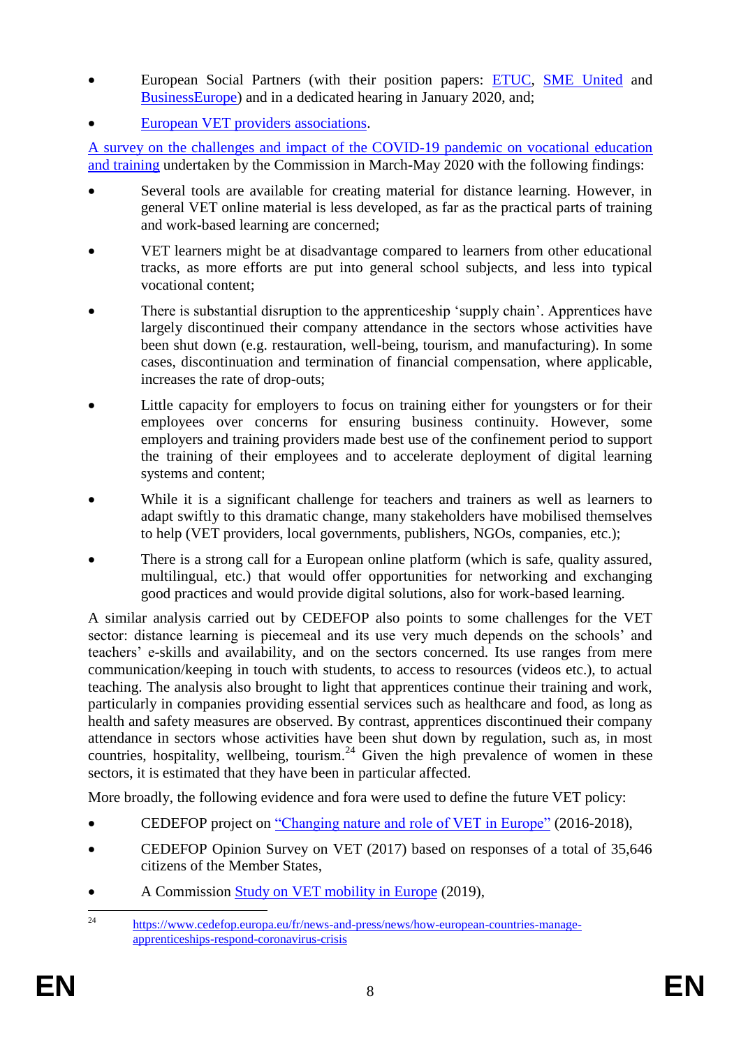- European Social Partners (with their position papers: ETUC, SME United and BusinessEurope) and in a dedicated hearing in January 2020, and;
- European VET providers associations.

A survey on the challenges and impact of the COVID-19 pandemic on vocational education and training undertaken by the Commission in March-May 2020 with the following findings:

- Several tools are available for creating material for distance learning. However, in general VET online material is less developed, as far as the practical parts of training and work-based learning are concerned;
- VET learners might be at disadvantage compared to learners from other educational tracks, as more efforts are put into general school subjects, and less into typical vocational content;
- There is substantial disruption to the apprenticeship 'supply chain'. Apprentices have largely discontinued their company attendance in the sectors whose activities have been shut down (e.g. restauration, well-being, tourism, and manufacturing). In some cases, discontinuation and termination of financial compensation, where applicable, increases the rate of drop-outs;
- Little capacity for employers to focus on training either for youngsters or for their employees over concerns for ensuring business continuity. However, some employers and training providers made best use of the confinement period to support the training of their employees and to accelerate deployment of digital learning systems and content;
- While it is a significant challenge for teachers and trainers as well as learners to adapt swiftly to this dramatic change, many stakeholders have mobilised themselves to help (VET providers, local governments, publishers, NGOs, companies, etc.);
- There is a strong call for a European online platform (which is safe, quality assured, multilingual, etc.) that would offer opportunities for networking and exchanging good practices and would provide digital solutions, also for work-based learning.

A similar analysis carried out by CEDEFOP also points to some challenges for the VET sector: distance learning is piecemeal and its use very much depends on the schools' and teachers' e-skills and availability, and on the sectors concerned. Its use ranges from mere communication/keeping in touch with students, to access to resources (videos etc.), to actual teaching. The analysis also brought to light that apprentices continue their training and work, particularly in companies providing essential services such as healthcare and food, as long as health and safety measures are observed. By contrast, apprentices discontinued their company attendance in sectors whose activities have been shut down by regulation, such as, in most countries, hospitality, wellbeing, tourism.[24] Given the high prevalence of women in these sectors, it is estimated that they have been in particular affected.

More broadly, the following evidence and fora were used to define the future VET policy:

- CEDEFOP project on "Changing nature and role of VET in Europe" (2016-2018),
- CEDEFOP Opinion Survey on VET (2017) based on responses of a total of 35,646 citizens of the Member States,
- A Commission Study on VET mobility in Europe (2019),

[24] https://www.cedefop.europa.eu/fr/news-and-press/news/how-european-countries-manage-apprenticeships-respond-coronavirus-crisis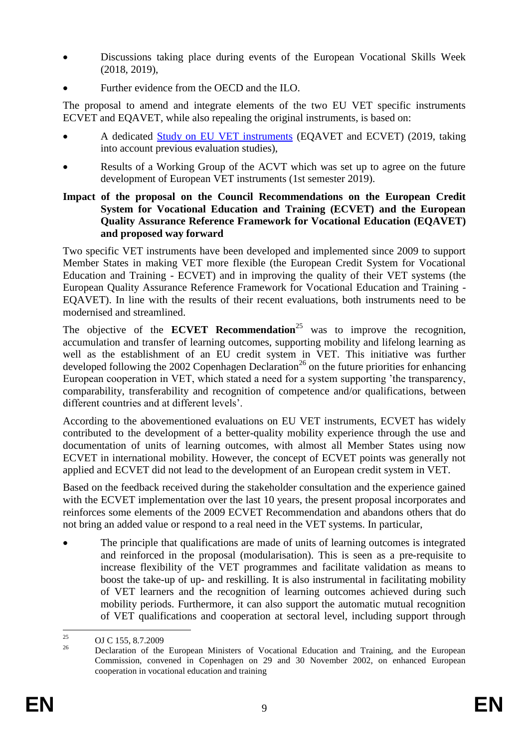- Discussions taking place during events of the European Vocational Skills Week (2018, 2019),
- Further evidence from the OECD and the ILO.

The proposal to amend and integrate elements of the two EU VET specific instruments ECVET and EQAVET, while also repealing the original instruments, is based on:

- A dedicated [Study on EU VET instruments](#) (EQAVET and ECVET) (2019, taking into account previous evaluation studies),
- Results of a Working Group of the ACVT which was set up to agree on the future development of European VET instruments (1st semester 2019).

**Impact of the proposal on the Council Recommendations on the European Credit System for Vocational Education and Training (ECVET) and the European Quality Assurance Reference Framework for Vocational Education (EQAVET) and proposed way forward**

Two specific VET instruments have been developed and implemented since 2009 to support Member States in making VET more flexible (the European Credit System for Vocational Education and Training - ECVET) and in improving the quality of their VET systems (the European Quality Assurance Reference Framework for Vocational Education and Training - EQAVET). In line with the results of their recent evaluations, both instruments need to be modernised and streamlined.

The objective of the **ECVET Recommendation**[25] was to improve the recognition, accumulation and transfer of learning outcomes, supporting mobility and lifelong learning as well as the establishment of an EU credit system in VET. This initiative was further developed following the 2002 Copenhagen Declaration[26] on the future priorities for enhancing European cooperation in VET, which stated a need for a system supporting 'the transparency, comparability, transferability and recognition of competence and/or qualifications, between different countries and at different levels'.

According to the abovementioned evaluations on EU VET instruments, ECVET has widely contributed to the development of a better-quality mobility experience through the use and documentation of units of learning outcomes, with almost all Member States using now ECVET in international mobility. However, the concept of ECVET points was generally not applied and ECVET did not lead to the development of an European credit system in VET.

Based on the feedback received during the stakeholder consultation and the experience gained with the ECVET implementation over the last 10 years, the present proposal incorporates and reinforces some elements of the 2009 ECVET Recommendation and abandons others that do not bring an added value or respond to a real need in the VET systems. In particular,

- The principle that qualifications are made of units of learning outcomes is integrated and reinforced in the proposal (modularisation). This is seen as a pre-requisite to increase flexibility of the VET programmes and facilitate validation as means to boost the take-up of up- and reskilling. It is also instrumental in facilitating mobility of VET learners and the recognition of learning outcomes achieved during such mobility periods. Furthermore, it can also support the automatic mutual recognition of VET qualifications and cooperation at sectoral level, including support through

---

[25] OJ C 155, 8.7.2009

[26] Declaration of the European Ministers of Vocational Education and Training, and the European Commission, convened in Copenhagen on 29 and 30 November 2002, on enhanced European cooperation in vocational education and training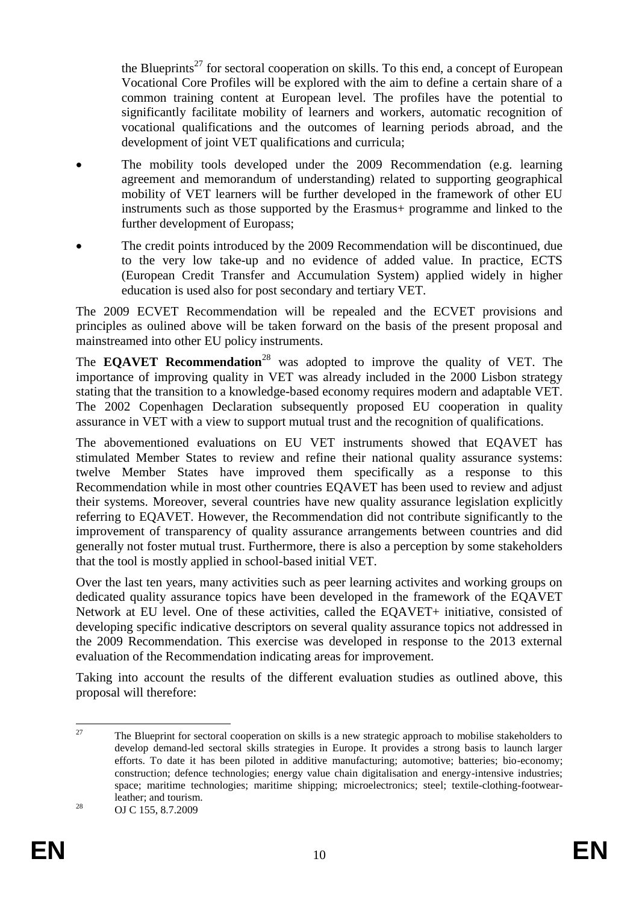the Blueprints[27] for sectoral cooperation on skills. To this end, a concept of European Vocational Core Profiles will be explored with the aim to define a certain share of a common training content at European level. The profiles have the potential to significantly facilitate mobility of learners and workers, automatic recognition of vocational qualifications and the outcomes of learning periods abroad, and the development of joint VET qualifications and curricula;

- The mobility tools developed under the 2009 Recommendation (e.g. learning agreement and memorandum of understanding) related to supporting geographical mobility of VET learners will be further developed in the framework of other EU instruments such as those supported by the Erasmus+ programme and linked to the further development of Europass;
- The credit points introduced by the 2009 Recommendation will be discontinued, due to the very low take-up and no evidence of added value. In practice, ECTS (European Credit Transfer and Accumulation System) applied widely in higher education is used also for post secondary and tertiary VET.

The 2009 ECVET Recommendation will be repealed and the ECVET provisions and principles as oulined above will be taken forward on the basis of the present proposal and mainstreamed into other EU policy instruments.

The **EQAVET Recommendation**[28] was adopted to improve the quality of VET. The importance of improving quality in VET was already included in the 2000 Lisbon strategy stating that the transition to a knowledge-based economy requires modern and adaptable VET. The 2002 Copenhagen Declaration subsequently proposed EU cooperation in quality assurance in VET with a view to support mutual trust and the recognition of qualifications.

The abovementioned evaluations on EU VET instruments showed that EQAVET has stimulated Member States to review and refine their national quality assurance systems: twelve Member States have improved them specifically as a response to this Recommendation while in most other countries EQAVET has been used to review and adjust their systems. Moreover, several countries have new quality assurance legislation explicitly referring to EQAVET. However, the Recommendation did not contribute significantly to the improvement of transparency of quality assurance arrangements between countries and did generally not foster mutual trust. Furthermore, there is also a perception by some stakeholders that the tool is mostly applied in school-based initial VET.

Over the last ten years, many activities such as peer learning activites and working groups on dedicated quality assurance topics have been developed in the framework of the EQAVET Network at EU level. One of these activities, called the EQAVET+ initiative, consisted of developing specific indicative descriptors on several quality assurance topics not addressed in the 2009 Recommendation. This exercise was developed in response to the 2013 external evaluation of the Recommendation indicating areas for improvement.

Taking into account the results of the different evaluation studies as outlined above, this proposal will therefore:

---

[27] The Blueprint for sectoral cooperation on skills is a new strategic approach to mobilise stakeholders to develop demand-led sectoral skills strategies in Europe. It provides a strong basis to launch larger efforts. To date it has been piloted in additive manufacturing; automotive; batteries; bio-economy; construction; defence technologies; energy value chain digitalisation and energy-intensive industries; space; maritime technologies; maritime shipping; microelectronics; steel; textile-clothing-footwear-leather; and tourism.

[28] OJ C 155, 8.7.2009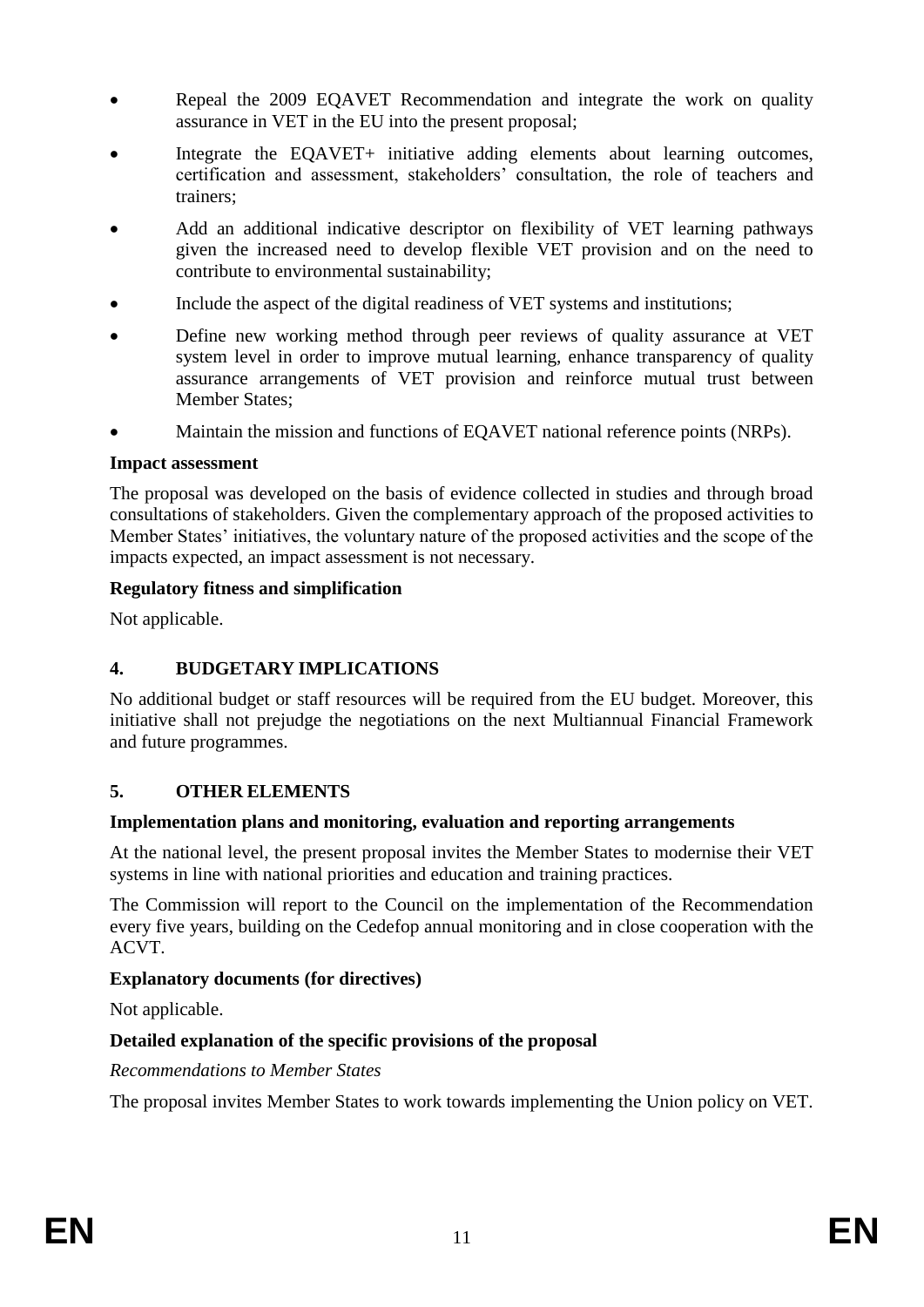- Repeal the 2009 EQAVET Recommendation and integrate the work on quality assurance in VET in the EU into the present proposal;
- Integrate the EQAVET+ initiative adding elements about learning outcomes, certification and assessment, stakeholders' consultation, the role of teachers and trainers;
- Add an additional indicative descriptor on flexibility of VET learning pathways given the increased need to develop flexible VET provision and on the need to contribute to environmental sustainability;
- Include the aspect of the digital readiness of VET systems and institutions;
- Define new working method through peer reviews of quality assurance at VET system level in order to improve mutual learning, enhance transparency of quality assurance arrangements of VET provision and reinforce mutual trust between Member States;
- Maintain the mission and functions of EQAVET national reference points (NRPs).

**Impact assessment**

The proposal was developed on the basis of evidence collected in studies and through broad consultations of stakeholders. Given the complementary approach of the proposed activities to Member States' initiatives, the voluntary nature of the proposed activities and the scope of the impacts expected, an impact assessment is not necessary.

**Regulatory fitness and simplification**

Not applicable.

## 4. BUDGETARY IMPLICATIONS

No additional budget or staff resources will be required from the EU budget. Moreover, this initiative shall not prejudge the negotiations on the next Multiannual Financial Framework and future programmes.

## 5. OTHER ELEMENTS

**Implementation plans and monitoring, evaluation and reporting arrangements**

At the national level, the present proposal invites the Member States to modernise their VET systems in line with national priorities and education and training practices.

The Commission will report to the Council on the implementation of the Recommendation every five years, building on the Cedefop annual monitoring and in close cooperation with the ACVT.

**Explanatory documents (for directives)**

Not applicable.

**Detailed explanation of the specific provisions of the proposal**

*Recommendations to Member States*

The proposal invites Member States to work towards implementing the Union policy on VET.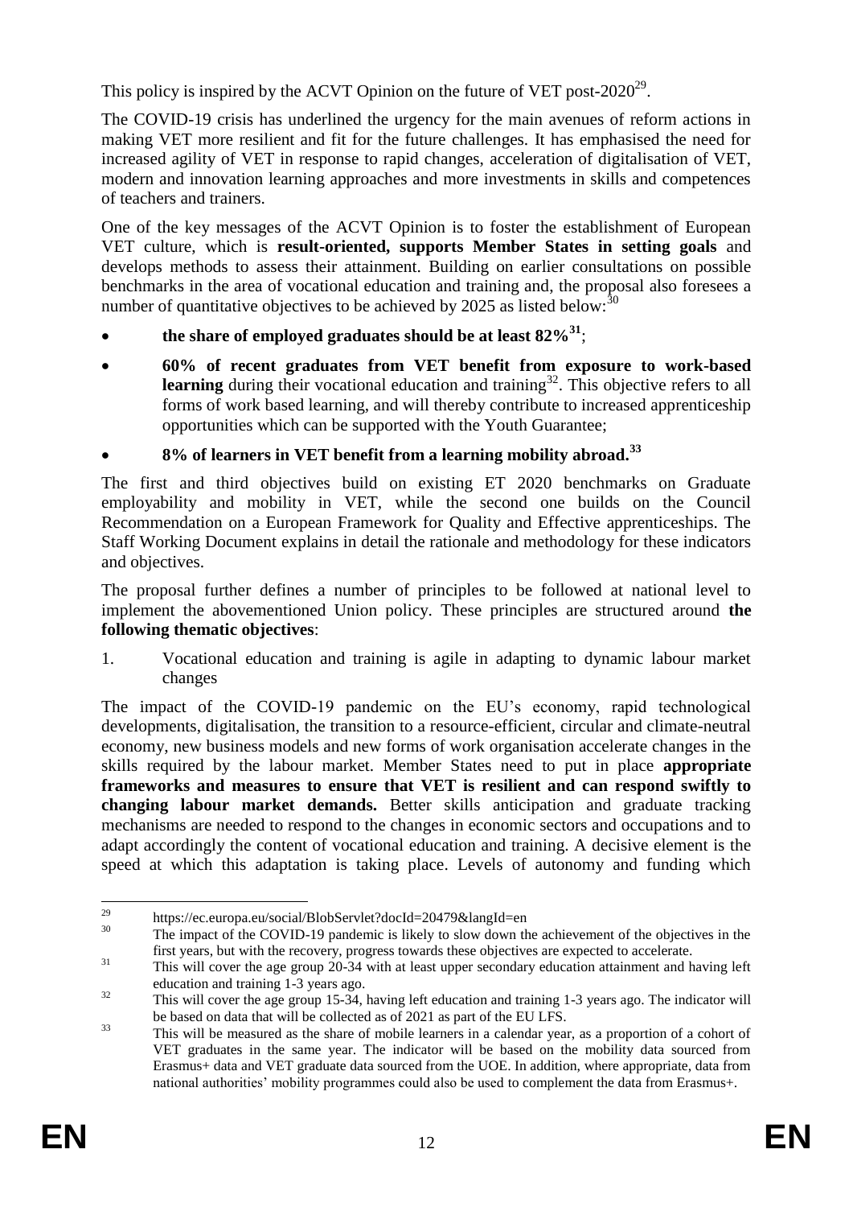This policy is inspired by the ACVT Opinion on the future of VET post-2020[29].

The COVID-19 crisis has underlined the urgency for the main avenues of reform actions in making VET more resilient and fit for the future challenges. It has emphasised the need for increased agility of VET in response to rapid changes, acceleration of digitalisation of VET, modern and innovation learning approaches and more investments in skills and competences of teachers and trainers.

One of the key messages of the ACVT Opinion is to foster the establishment of European VET culture, which is **result-oriented, supports Member States in setting goals** and develops methods to assess their attainment. Building on earlier consultations on possible benchmarks in the area of vocational education and training and, the proposal also foresees a number of quantitative objectives to be achieved by 2025 as listed below:[30]

- **the share of employed graduates should be at least 82%[31]**;
- **60% of recent graduates from VET benefit from exposure to work-based learning** during their vocational education and training[32]. This objective refers to all forms of work based learning, and will thereby contribute to increased apprenticeship opportunities which can be supported with the Youth Guarantee;
- **8% of learners in VET benefit from a learning mobility abroad.[33]**

The first and third objectives build on existing ET 2020 benchmarks on Graduate employability and mobility in VET, while the second one builds on the Council Recommendation on a European Framework for Quality and Effective apprenticeships. The Staff Working Document explains in detail the rationale and methodology for these indicators and objectives.

The proposal further defines a number of principles to be followed at national level to implement the abovementioned Union policy. These principles are structured around **the following thematic objectives**:

1. Vocational education and training is agile in adapting to dynamic labour market changes

The impact of the COVID-19 pandemic on the EU's economy, rapid technological developments, digitalisation, the transition to a resource-efficient, circular and climate-neutral economy, new business models and new forms of work organisation accelerate changes in the skills required by the labour market. Member States need to put in place **appropriate frameworks and measures to ensure that VET is resilient and can respond swiftly to changing labour market demands.** Better skills anticipation and graduate tracking mechanisms are needed to respond to the changes in economic sectors and occupations and to adapt accordingly the content of vocational education and training. A decisive element is the speed at which this adaptation is taking place. Levels of autonomy and funding which

[29] https://ec.europa.eu/social/BlobServlet?docId=20479&langId=en

[30] The impact of the COVID-19 pandemic is likely to slow down the achievement of the objectives in the first years, but with the recovery, progress towards these objectives are expected to accelerate.

[31] This will cover the age group 20-34 with at least upper secondary education attainment and having left education and training 1-3 years ago.

[32] This will cover the age group 15-34, having left education and training 1-3 years ago. The indicator will be based on data that will be collected as of 2021 as part of the EU LFS.

[33] This will be measured as the share of mobile learners in a calendar year, as a proportion of a cohort of VET graduates in the same year. The indicator will be based on the mobility data sourced from Erasmus+ data and VET graduate data sourced from the UOE. In addition, where appropriate, data from national authorities' mobility programmes could also be used to complement the data from Erasmus+.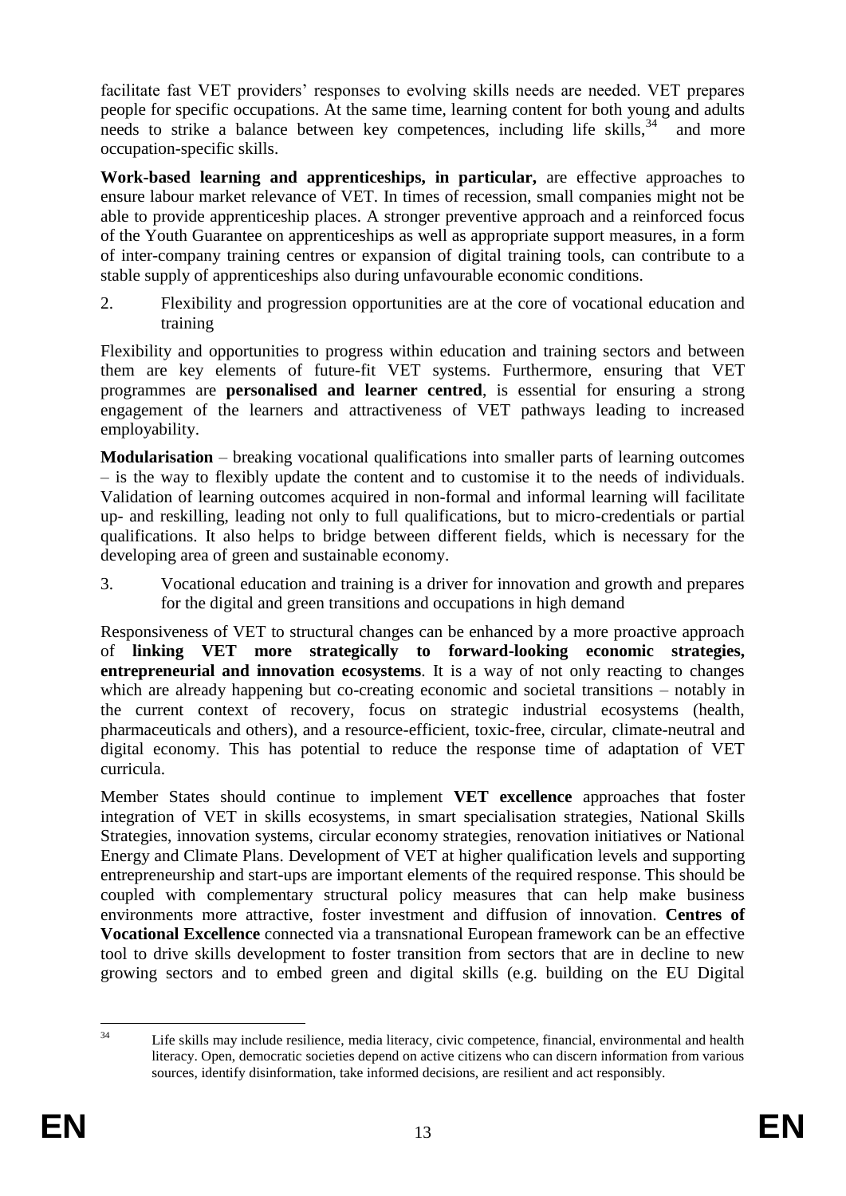facilitate fast VET providers' responses to evolving skills needs are needed. VET prepares people for specific occupations. At the same time, learning content for both young and adults needs to strike a balance between key competences, including life skills,[34] and more occupation-specific skills.

**Work-based learning and apprenticeships, in particular,** are effective approaches to ensure labour market relevance of VET. In times of recession, small companies might not be able to provide apprenticeship places. A stronger preventive approach and a reinforced focus of the Youth Guarantee on apprenticeships as well as appropriate support measures, in a form of inter-company training centres or expansion of digital training tools, can contribute to a stable supply of apprenticeships also during unfavourable economic conditions.

2. Flexibility and progression opportunities are at the core of vocational education and training

Flexibility and opportunities to progress within education and training sectors and between them are key elements of future-fit VET systems. Furthermore, ensuring that VET programmes are **personalised and learner centred**, is essential for ensuring a strong engagement of the learners and attractiveness of VET pathways leading to increased employability.

**Modularisation** – breaking vocational qualifications into smaller parts of learning outcomes – is the way to flexibly update the content and to customise it to the needs of individuals. Validation of learning outcomes acquired in non-formal and informal learning will facilitate up- and reskilling, leading not only to full qualifications, but to micro-credentials or partial qualifications. It also helps to bridge between different fields, which is necessary for the developing area of green and sustainable economy.

3. Vocational education and training is a driver for innovation and growth and prepares for the digital and green transitions and occupations in high demand

Responsiveness of VET to structural changes can be enhanced by a more proactive approach of **linking VET more strategically to forward-looking economic strategies, entrepreneurial and innovation ecosystems**. It is a way of not only reacting to changes which are already happening but co-creating economic and societal transitions – notably in the current context of recovery, focus on strategic industrial ecosystems (health, pharmaceuticals and others), and a resource-efficient, toxic-free, circular, climate-neutral and digital economy. This has potential to reduce the response time of adaptation of VET curricula.

Member States should continue to implement **VET excellence** approaches that foster integration of VET in skills ecosystems, in smart specialisation strategies, National Skills Strategies, innovation systems, circular economy strategies, renovation initiatives or National Energy and Climate Plans. Development of VET at higher qualification levels and supporting entrepreneurship and start-ups are important elements of the required response. This should be coupled with complementary structural policy measures that can help make business environments more attractive, foster investment and diffusion of innovation. **Centres of Vocational Excellence** connected via a transnational European framework can be an effective tool to drive skills development to foster transition from sectors that are in decline to new growing sectors and to embed green and digital skills (e.g. building on the EU Digital

[34] Life skills may include resilience, media literacy, civic competence, financial, environmental and health literacy. Open, democratic societies depend on active citizens who can discern information from various sources, identify disinformation, take informed decisions, are resilient and act responsibly.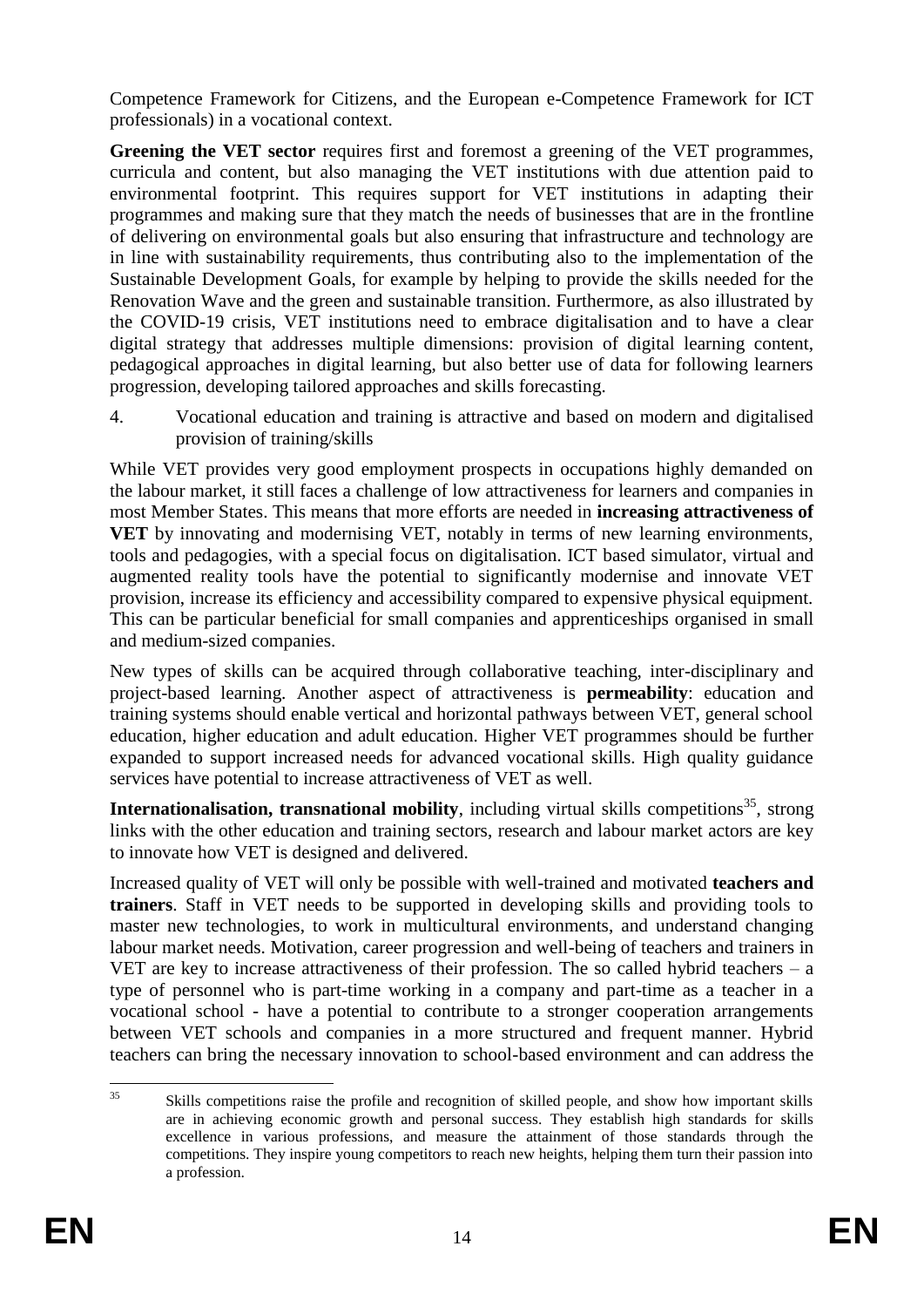Competence Framework for Citizens, and the European e-Competence Framework for ICT professionals) in a vocational context.

**Greening the VET sector** requires first and foremost a greening of the VET programmes, curricula and content, but also managing the VET institutions with due attention paid to environmental footprint. This requires support for VET institutions in adapting their programmes and making sure that they match the needs of businesses that are in the frontline of delivering on environmental goals but also ensuring that infrastructure and technology are in line with sustainability requirements, thus contributing also to the implementation of the Sustainable Development Goals, for example by helping to provide the skills needed for the Renovation Wave and the green and sustainable transition. Furthermore, as also illustrated by the COVID-19 crisis, VET institutions need to embrace digitalisation and to have a clear digital strategy that addresses multiple dimensions: provision of digital learning content, pedagogical approaches in digital learning, but also better use of data for following learners progression, developing tailored approaches and skills forecasting.

4. Vocational education and training is attractive and based on modern and digitalised provision of training/skills

While VET provides very good employment prospects in occupations highly demanded on the labour market, it still faces a challenge of low attractiveness for learners and companies in most Member States. This means that more efforts are needed in **increasing attractiveness of VET** by innovating and modernising VET, notably in terms of new learning environments, tools and pedagogies, with a special focus on digitalisation. ICT based simulator, virtual and augmented reality tools have the potential to significantly modernise and innovate VET provision, increase its efficiency and accessibility compared to expensive physical equipment. This can be particular beneficial for small companies and apprenticeships organised in small and medium-sized companies.

New types of skills can be acquired through collaborative teaching, inter-disciplinary and project-based learning. Another aspect of attractiveness is **permeability**: education and training systems should enable vertical and horizontal pathways between VET, general school education, higher education and adult education. Higher VET programmes should be further expanded to support increased needs for advanced vocational skills. High quality guidance services have potential to increase attractiveness of VET as well.

**Internationalisation, transnational mobility**, including virtual skills competitions[35], strong links with the other education and training sectors, research and labour market actors are key to innovate how VET is designed and delivered.

Increased quality of VET will only be possible with well-trained and motivated **teachers and trainers**. Staff in VET needs to be supported in developing skills and providing tools to master new technologies, to work in multicultural environments, and understand changing labour market needs. Motivation, career progression and well-being of teachers and trainers in VET are key to increase attractiveness of their profession. The so called hybrid teachers – a type of personnel who is part-time working in a company and part-time as a teacher in a vocational school - have a potential to contribute to a stronger cooperation arrangements between VET schools and companies in a more structured and frequent manner. Hybrid teachers can bring the necessary innovation to school-based environment and can address the

---

[35] Skills competitions raise the profile and recognition of skilled people, and show how important skills are in achieving economic growth and personal success. They establish high standards for skills excellence in various professions, and measure the attainment of those standards through the competitions. They inspire young competitors to reach new heights, helping them turn their passion into a profession.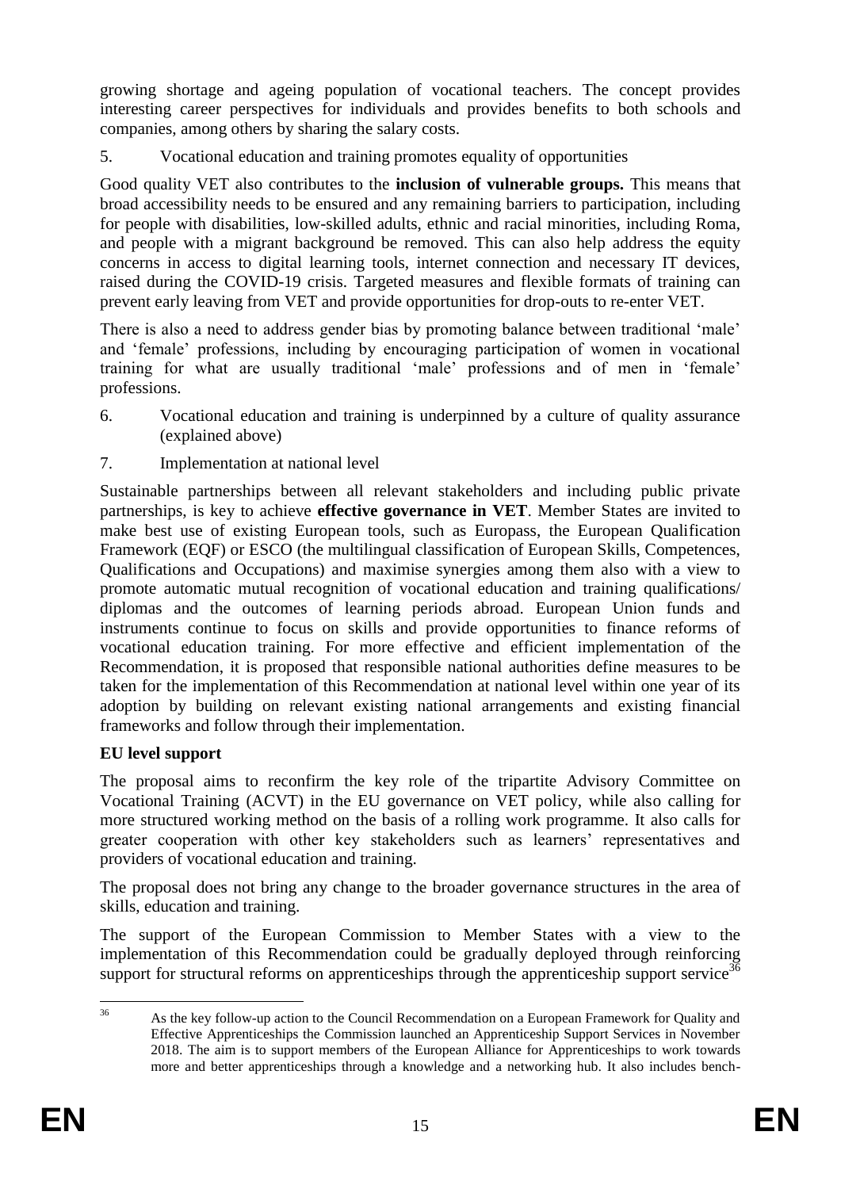growing shortage and ageing population of vocational teachers. The concept provides interesting career perspectives for individuals and provides benefits to both schools and companies, among others by sharing the salary costs.

5. Vocational education and training promotes equality of opportunities

Good quality VET also contributes to the **inclusion of vulnerable groups.** This means that broad accessibility needs to be ensured and any remaining barriers to participation, including for people with disabilities, low-skilled adults, ethnic and racial minorities, including Roma, and people with a migrant background be removed. This can also help address the equity concerns in access to digital learning tools, internet connection and necessary IT devices, raised during the COVID-19 crisis. Targeted measures and flexible formats of training can prevent early leaving from VET and provide opportunities for drop-outs to re-enter VET.

There is also a need to address gender bias by promoting balance between traditional 'male' and 'female' professions, including by encouraging participation of women in vocational training for what are usually traditional 'male' professions and of men in 'female' professions.

6. Vocational education and training is underpinned by a culture of quality assurance (explained above)

7. Implementation at national level

Sustainable partnerships between all relevant stakeholders and including public private partnerships, is key to achieve **effective governance in VET**. Member States are invited to make best use of existing European tools, such as Europass, the European Qualification Framework (EQF) or ESCO (the multilingual classification of European Skills, Competences, Qualifications and Occupations) and maximise synergies among them also with a view to promote automatic mutual recognition of vocational education and training qualifications/ diplomas and the outcomes of learning periods abroad. European Union funds and instruments continue to focus on skills and provide opportunities to finance reforms of vocational education training. For more effective and efficient implementation of the Recommendation, it is proposed that responsible national authorities define measures to be taken for the implementation of this Recommendation at national level within one year of its adoption by building on relevant existing national arrangements and existing financial frameworks and follow through their implementation.

**EU level support**

The proposal aims to reconfirm the key role of the tripartite Advisory Committee on Vocational Training (ACVT) in the EU governance on VET policy, while also calling for more structured working method on the basis of a rolling work programme. It also calls for greater cooperation with other key stakeholders such as learners' representatives and providers of vocational education and training.

The proposal does not bring any change to the broader governance structures in the area of skills, education and training.

The support of the European Commission to Member States with a view to the implementation of this Recommendation could be gradually deployed through reinforcing support for structural reforms on apprenticeships through the apprenticeship support service[36]

[36] As the key follow-up action to the Council Recommendation on a European Framework for Quality and Effective Apprenticeships the Commission launched an Apprenticeship Support Services in November 2018. The aim is to support members of the European Alliance for Apprenticeships to work towards more and better apprenticeships through a knowledge and a networking hub. It also includes bench-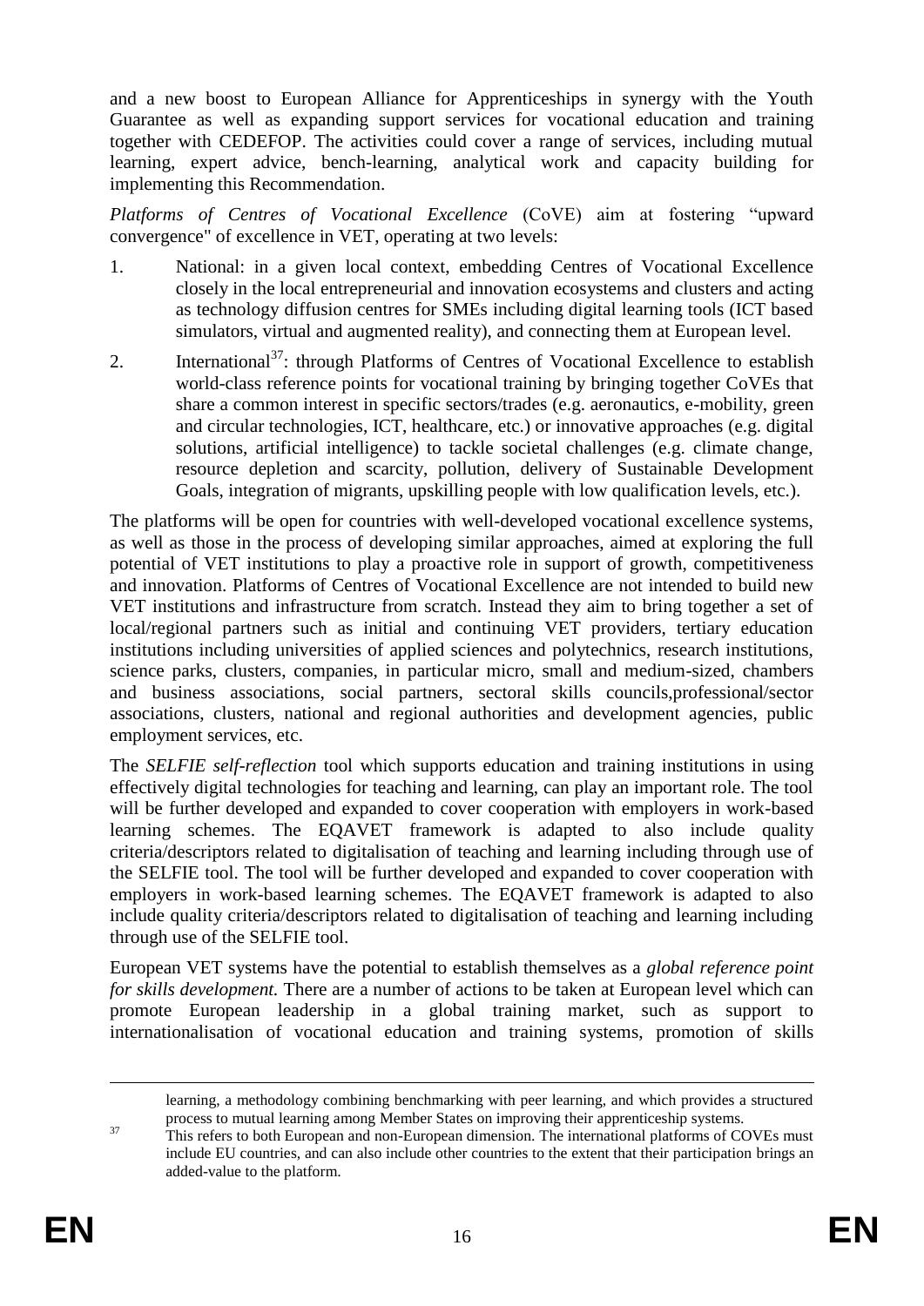and a new boost to European Alliance for Apprenticeships in synergy with the Youth Guarantee as well as expanding support services for vocational education and training together with CEDEFOP. The activities could cover a range of services, including mutual learning, expert advice, bench-learning, analytical work and capacity building for implementing this Recommendation.

*Platforms of Centres of Vocational Excellence* (CoVE) aim at fostering "upward convergence" of excellence in VET, operating at two levels:

1. National: in a given local context, embedding Centres of Vocational Excellence closely in the local entrepreneurial and innovation ecosystems and clusters and acting as technology diffusion centres for SMEs including digital learning tools (ICT based simulators, virtual and augmented reality), and connecting them at European level.

2. International[37]: through Platforms of Centres of Vocational Excellence to establish world-class reference points for vocational training by bringing together CoVEs that share a common interest in specific sectors/trades (e.g. aeronautics, e-mobility, green and circular technologies, ICT, healthcare, etc.) or innovative approaches (e.g. digital solutions, artificial intelligence) to tackle societal challenges (e.g. climate change, resource depletion and scarcity, pollution, delivery of Sustainable Development Goals, integration of migrants, upskilling people with low qualification levels, etc.).

The platforms will be open for countries with well-developed vocational excellence systems, as well as those in the process of developing similar approaches, aimed at exploring the full potential of VET institutions to play a proactive role in support of growth, competitiveness and innovation. Platforms of Centres of Vocational Excellence are not intended to build new VET institutions and infrastructure from scratch. Instead they aim to bring together a set of local/regional partners such as initial and continuing VET providers, tertiary education institutions including universities of applied sciences and polytechnics, research institutions, science parks, clusters, companies, in particular micro, small and medium-sized, chambers and business associations, social partners, sectoral skills councils,professional/sector associations, clusters, national and regional authorities and development agencies, public employment services, etc.

The *SELFIE self-reflection* tool which supports education and training institutions in using effectively digital technologies for teaching and learning, can play an important role. The tool will be further developed and expanded to cover cooperation with employers in work-based learning schemes. The EQAVET framework is adapted to also include quality criteria/descriptors related to digitalisation of teaching and learning including through use of the SELFIE tool. The tool will be further developed and expanded to cover cooperation with employers in work-based learning schemes. The EQAVET framework is adapted to also include quality criteria/descriptors related to digitalisation of teaching and learning including through use of the SELFIE tool.

European VET systems have the potential to establish themselves as a *global reference point for skills development.* There are a number of actions to be taken at European level which can promote European leadership in a global training market, such as support to internationalisation of vocational education and training systems, promotion of skills

---

learning, a methodology combining benchmarking with peer learning, and which provides a structured process to mutual learning among Member States on improving their apprenticeship systems.

[37] This refers to both European and non-European dimension. The international platforms of COVEs must include EU countries, and can also include other countries to the extent that their participation brings an added-value to the platform.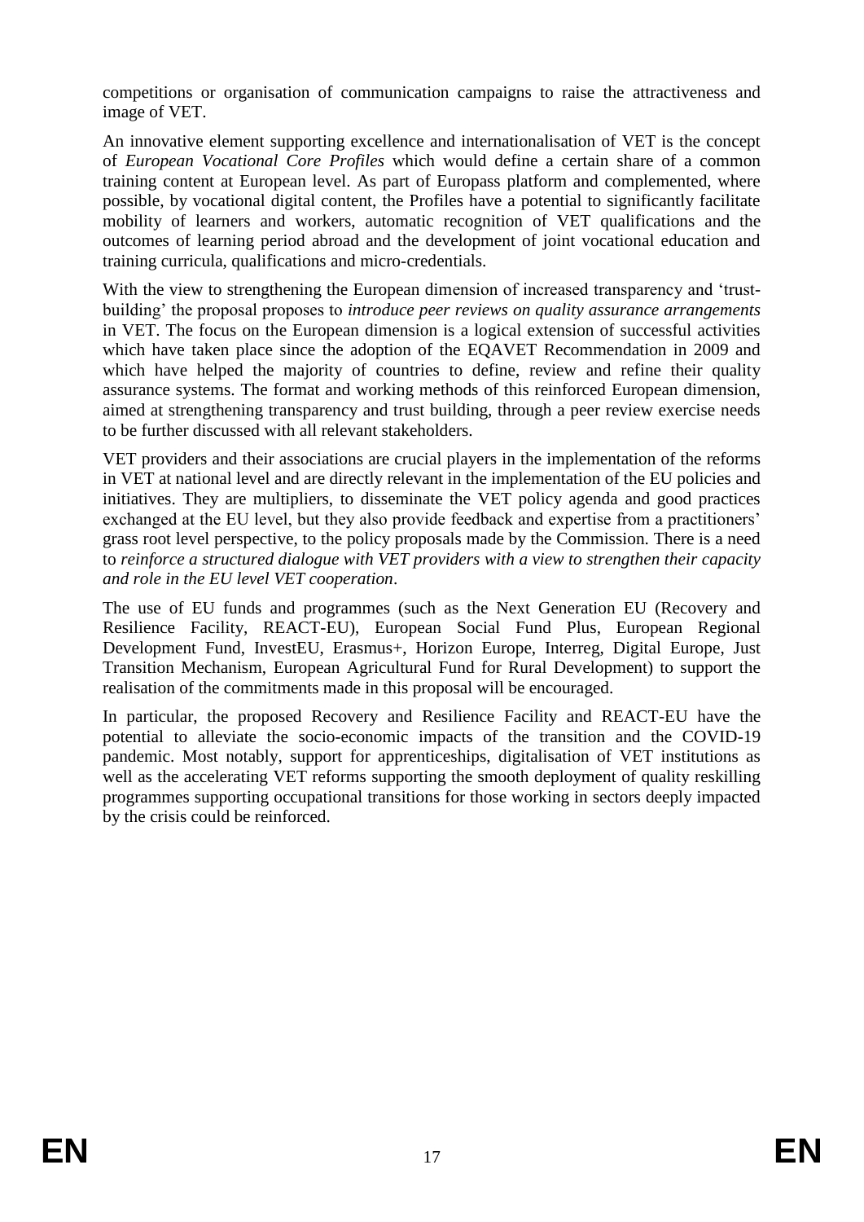competitions or organisation of communication campaigns to raise the attractiveness and image of VET.

An innovative element supporting excellence and internationalisation of VET is the concept of *European Vocational Core Profiles* which would define a certain share of a common training content at European level. As part of Europass platform and complemented, where possible, by vocational digital content, the Profiles have a potential to significantly facilitate mobility of learners and workers, automatic recognition of VET qualifications and the outcomes of learning period abroad and the development of joint vocational education and training curricula, qualifications and micro-credentials.

With the view to strengthening the European dimension of increased transparency and 'trust-building' the proposal proposes to *introduce peer reviews on quality assurance arrangements* in VET. The focus on the European dimension is a logical extension of successful activities which have taken place since the adoption of the EQAVET Recommendation in 2009 and which have helped the majority of countries to define, review and refine their quality assurance systems. The format and working methods of this reinforced European dimension, aimed at strengthening transparency and trust building, through a peer review exercise needs to be further discussed with all relevant stakeholders.

VET providers and their associations are crucial players in the implementation of the reforms in VET at national level and are directly relevant in the implementation of the EU policies and initiatives. They are multipliers, to disseminate the VET policy agenda and good practices exchanged at the EU level, but they also provide feedback and expertise from a practitioners' grass root level perspective, to the policy proposals made by the Commission. There is a need to *reinforce a structured dialogue with VET providers with a view to strengthen their capacity and role in the EU level VET cooperation*.

The use of EU funds and programmes (such as the Next Generation EU (Recovery and Resilience Facility, REACT-EU), European Social Fund Plus, European Regional Development Fund, InvestEU, Erasmus+, Horizon Europe, Interreg, Digital Europe, Just Transition Mechanism, European Agricultural Fund for Rural Development) to support the realisation of the commitments made in this proposal will be encouraged.

In particular, the proposed Recovery and Resilience Facility and REACT-EU have the potential to alleviate the socio-economic impacts of the transition and the COVID-19 pandemic. Most notably, support for apprenticeships, digitalisation of VET institutions as well as the accelerating VET reforms supporting the smooth deployment of quality reskilling programmes supporting occupational transitions for those working in sectors deeply impacted by the crisis could be reinforced.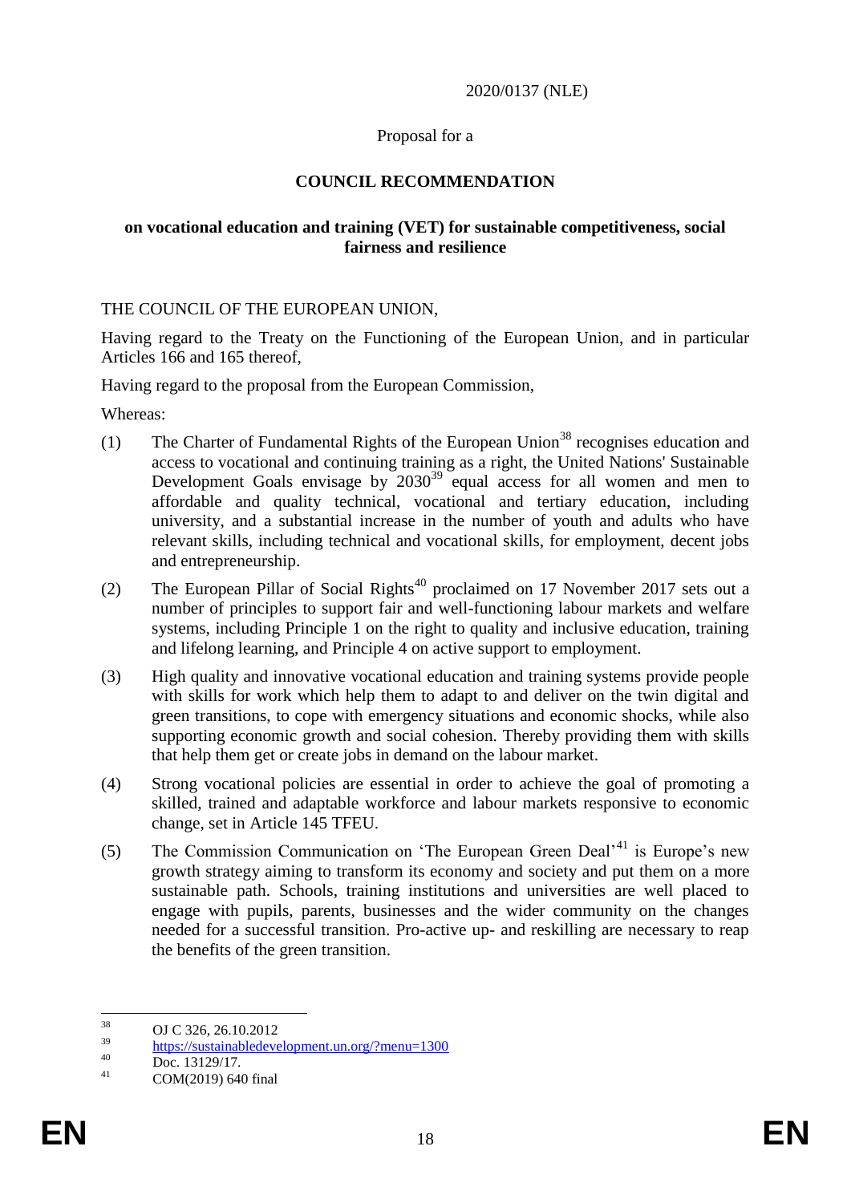2020/0137 (NLE)

Proposal for a

**COUNCIL RECOMMENDATION**

**on vocational education and training (VET) for sustainable competitiveness, social fairness and resilience**

THE COUNCIL OF THE EUROPEAN UNION,

Having regard to the Treaty on the Functioning of the European Union, and in particular Articles 166 and 165 thereof,

Having regard to the proposal from the European Commission,

Whereas:

(1) The Charter of Fundamental Rights of the European Union[38] recognises education and access to vocational and continuing training as a right, the United Nations' Sustainable Development Goals envisage by 2030[39] equal access for all women and men to affordable and quality technical, vocational and tertiary education, including university, and a substantial increase in the number of youth and adults who have relevant skills, including technical and vocational skills, for employment, decent jobs and entrepreneurship.

(2) The European Pillar of Social Rights[40] proclaimed on 17 November 2017 sets out a number of principles to support fair and well-functioning labour markets and welfare systems, including Principle 1 on the right to quality and inclusive education, training and lifelong learning, and Principle 4 on active support to employment.

(3) High quality and innovative vocational education and training systems provide people with skills for work which help them to adapt to and deliver on the twin digital and green transitions, to cope with emergency situations and economic shocks, while also supporting economic growth and social cohesion. Thereby providing them with skills that help them get or create jobs in demand on the labour market.

(4) Strong vocational policies are essential in order to achieve the goal of promoting a skilled, trained and adaptable workforce and labour markets responsive to economic change, set in Article 145 TFEU.

(5) The Commission Communication on 'The European Green Deal'[41] is Europe's new growth strategy aiming to transform its economy and society and put them on a more sustainable path. Schools, training institutions and universities are well placed to engage with pupils, parents, businesses and the wider community on the changes needed for a successful transition. Pro-active up- and reskilling are necessary to reap the benefits of the green transition.

---

[38] OJ C 326, 26.10.2012

[39] https://sustainabledevelopment.un.org/?menu=1300

[40] Doc. 13129/17.

[41] COM(2019) 640 final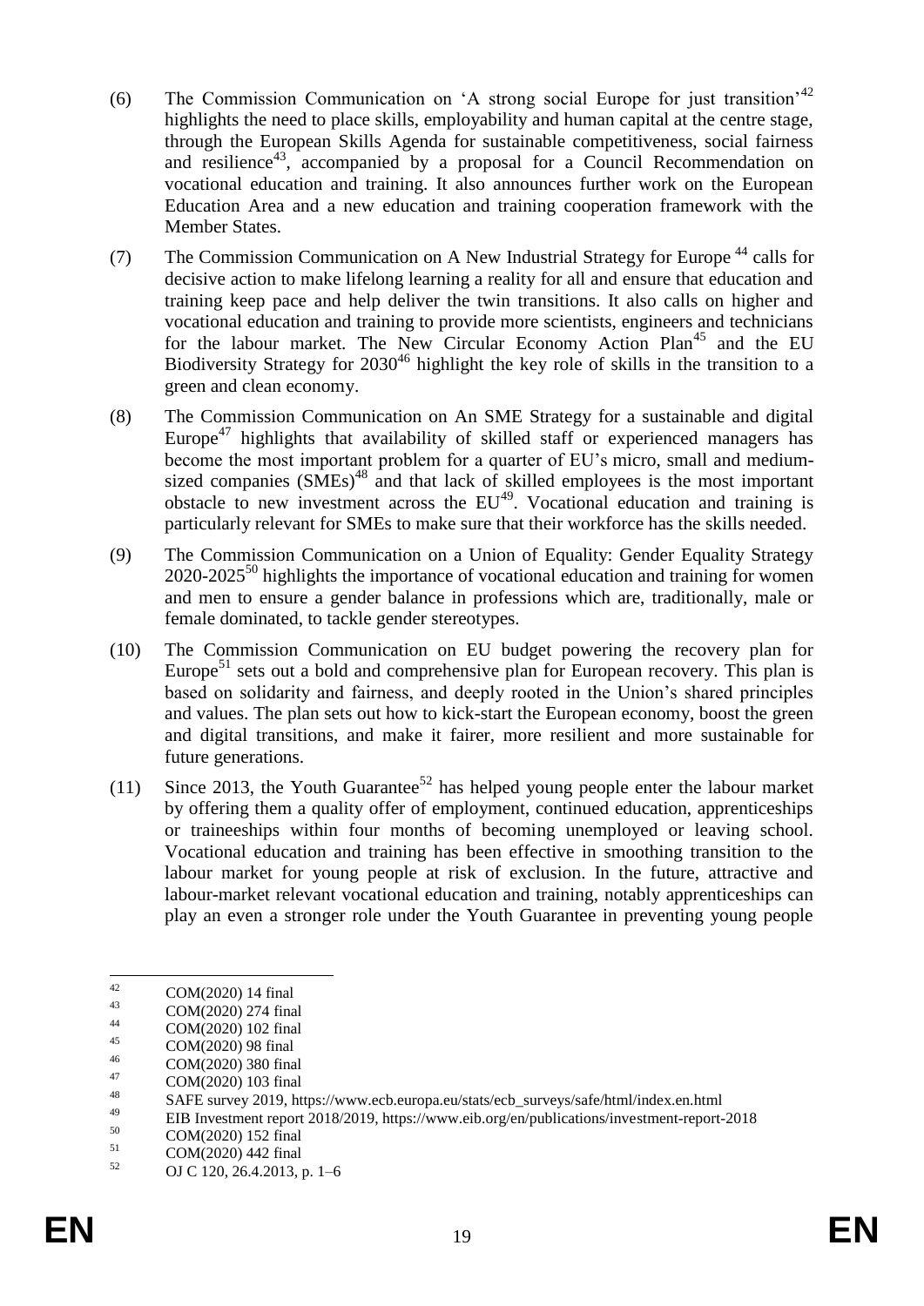(6) The Commission Communication on 'A strong social Europe for just transition'[42] highlights the need to place skills, employability and human capital at the centre stage, through the European Skills Agenda for sustainable competitiveness, social fairness and resilience[43], accompanied by a proposal for a Council Recommendation on vocational education and training. It also announces further work on the European Education Area and a new education and training cooperation framework with the Member States.

(7) The Commission Communication on A New Industrial Strategy for Europe [44] calls for decisive action to make lifelong learning a reality for all and ensure that education and training keep pace and help deliver the twin transitions. It also calls on higher and vocational education and training to provide more scientists, engineers and technicians for the labour market. The New Circular Economy Action Plan[45] and the EU Biodiversity Strategy for 2030[46] highlight the key role of skills in the transition to a green and clean economy.

(8) The Commission Communication on An SME Strategy for a sustainable and digital Europe[47] highlights that availability of skilled staff or experienced managers has become the most important problem for a quarter of EU's micro, small and medium-sized companies (SMEs)[48] and that lack of skilled employees is the most important obstacle to new investment across the EU[49]. Vocational education and training is particularly relevant for SMEs to make sure that their workforce has the skills needed.

(9) The Commission Communication on a Union of Equality: Gender Equality Strategy 2020-2025[50] highlights the importance of vocational education and training for women and men to ensure a gender balance in professions which are, traditionally, male or female dominated, to tackle gender stereotypes.

(10) The Commission Communication on EU budget powering the recovery plan for Europe[51] sets out a bold and comprehensive plan for European recovery. This plan is based on solidarity and fairness, and deeply rooted in the Union's shared principles and values. The plan sets out how to kick-start the European economy, boost the green and digital transitions, and make it fairer, more resilient and more sustainable for future generations.

(11) Since 2013, the Youth Guarantee[52] has helped young people enter the labour market by offering them a quality offer of employment, continued education, apprenticeships or traineeships within four months of becoming unemployed or leaving school. Vocational education and training has been effective in smoothing transition to the labour market for young people at risk of exclusion. In the future, attractive and labour-market relevant vocational education and training, notably apprenticeships can play an even a stronger role under the Youth Guarantee in preventing young people

---

[42] COM(2020) 14 final

[43] COM(2020) 274 final

[44] COM(2020) 102 final

[45] COM(2020) 98 final

[46] COM(2020) 380 final

[47] COM(2020) 103 final

[48] SAFE survey 2019, https://www.ecb.europa.eu/stats/ecb_surveys/safe/html/index.en.html

[49] EIB Investment report 2018/2019, https://www.eib.org/en/publications/investment-report-2018

[50] COM(2020) 152 final

[51] COM(2020) 442 final

[52] OJ C 120, 26.4.2013, p. 1–6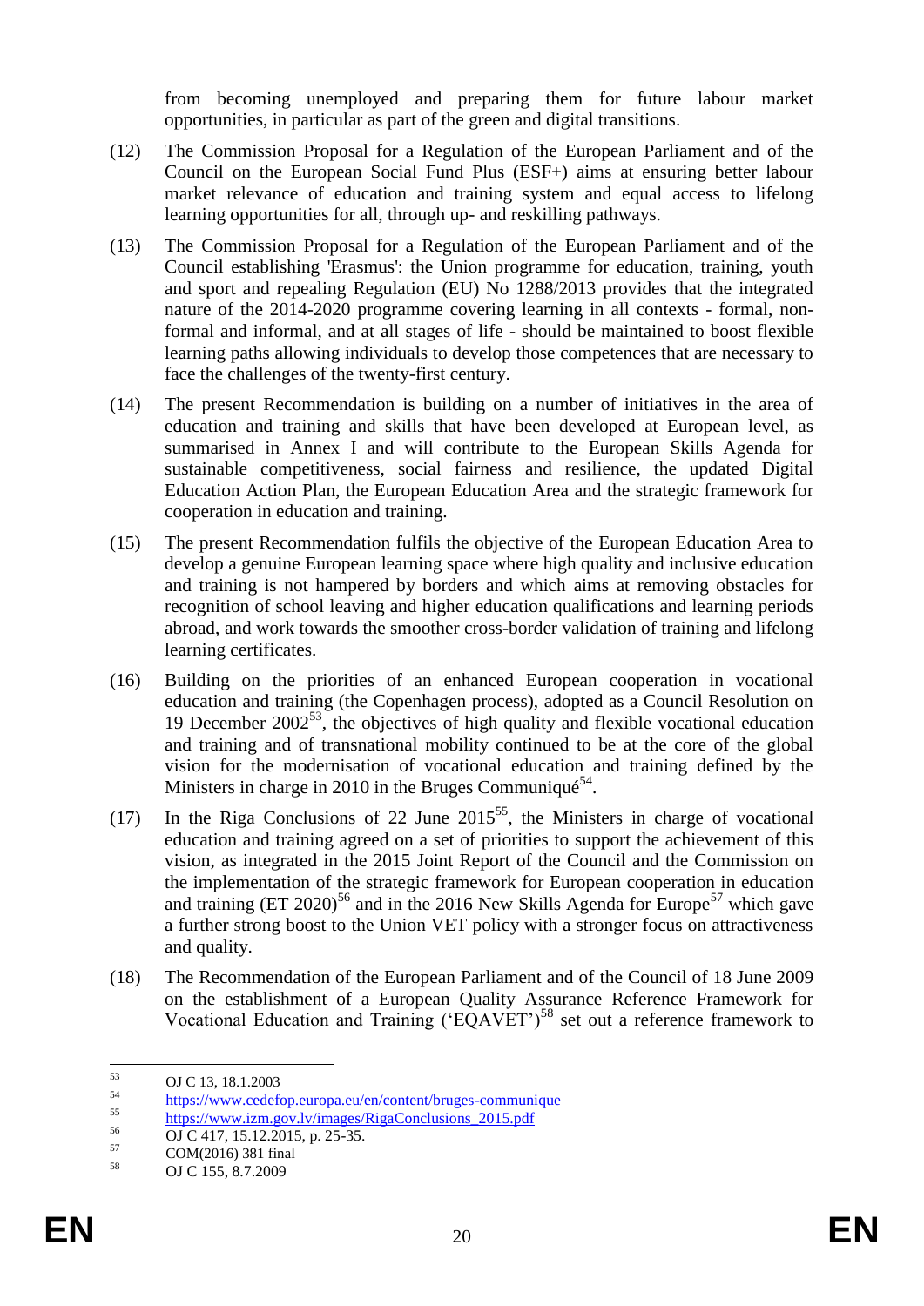from becoming unemployed and preparing them for future labour market opportunities, in particular as part of the green and digital transitions.

(12) The Commission Proposal for a Regulation of the European Parliament and of the Council on the European Social Fund Plus (ESF+) aims at ensuring better labour market relevance of education and training system and equal access to lifelong learning opportunities for all, through up- and reskilling pathways.

(13) The Commission Proposal for a Regulation of the European Parliament and of the Council establishing 'Erasmus': the Union programme for education, training, youth and sport and repealing Regulation (EU) No 1288/2013 provides that the integrated nature of the 2014-2020 programme covering learning in all contexts - formal, non-formal and informal, and at all stages of life - should be maintained to boost flexible learning paths allowing individuals to develop those competences that are necessary to face the challenges of the twenty-first century.

(14) The present Recommendation is building on a number of initiatives in the area of education and training and skills that have been developed at European level, as summarised in Annex I and will contribute to the European Skills Agenda for sustainable competitiveness, social fairness and resilience, the updated Digital Education Action Plan, the European Education Area and the strategic framework for cooperation in education and training.

(15) The present Recommendation fulfils the objective of the European Education Area to develop a genuine European learning space where high quality and inclusive education and training is not hampered by borders and which aims at removing obstacles for recognition of school leaving and higher education qualifications and learning periods abroad, and work towards the smoother cross-border validation of training and lifelong learning certificates.

(16) Building on the priorities of an enhanced European cooperation in vocational education and training (the Copenhagen process), adopted as a Council Resolution on 19 December 2002[53], the objectives of high quality and flexible vocational education and training and of transnational mobility continued to be at the core of the global vision for the modernisation of vocational education and training defined by the Ministers in charge in 2010 in the Bruges Communiqué[54].

(17) In the Riga Conclusions of 22 June 2015[55], the Ministers in charge of vocational education and training agreed on a set of priorities to support the achievement of this vision, as integrated in the 2015 Joint Report of the Council and the Commission on the implementation of the strategic framework for European cooperation in education and training (ET 2020)[56] and in the 2016 New Skills Agenda for Europe[57] which gave a further strong boost to the Union VET policy with a stronger focus on attractiveness and quality.

(18) The Recommendation of the European Parliament and of the Council of 18 June 2009 on the establishment of a European Quality Assurance Reference Framework for Vocational Education and Training ('EQAVET')[58] set out a reference framework to

---

[53] OJ C 13, 18.1.2003

[54] https://www.cedefop.europa.eu/en/content/bruges-communique

[55] https://www.izm.gov.lv/images/RigaConclusions_2015.pdf

[56] OJ C 417, 15.12.2015, p. 25-35.

[57] COM(2016) 381 final

[58] OJ C 155, 8.7.2009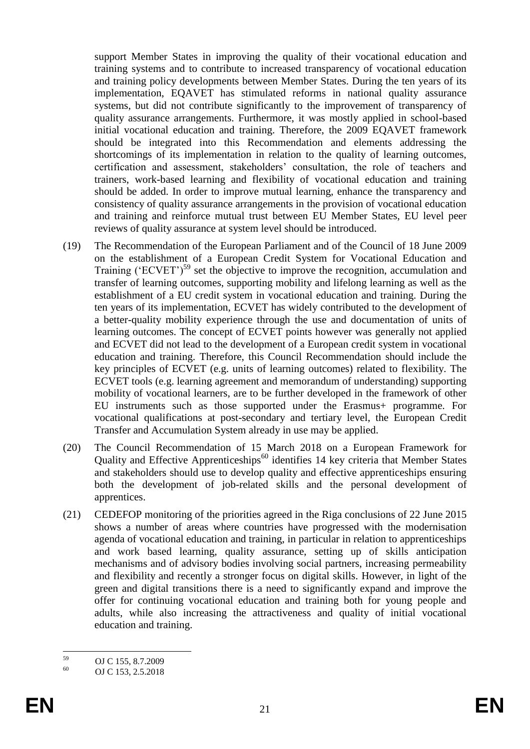support Member States in improving the quality of their vocational education and training systems and to contribute to increased transparency of vocational education and training policy developments between Member States. During the ten years of its implementation, EQAVET has stimulated reforms in national quality assurance systems, but did not contribute significantly to the improvement of transparency of quality assurance arrangements. Furthermore, it was mostly applied in school-based initial vocational education and training. Therefore, the 2009 EQAVET framework should be integrated into this Recommendation and elements addressing the shortcomings of its implementation in relation to the quality of learning outcomes, certification and assessment, stakeholders' consultation, the role of teachers and trainers, work-based learning and flexibility of vocational education and training should be added. In order to improve mutual learning, enhance the transparency and consistency of quality assurance arrangements in the provision of vocational education and training and reinforce mutual trust between EU Member States, EU level peer reviews of quality assurance at system level should be introduced.

(19) The Recommendation of the European Parliament and of the Council of 18 June 2009 on the establishment of a European Credit System for Vocational Education and Training ('ECVET')[59] set the objective to improve the recognition, accumulation and transfer of learning outcomes, supporting mobility and lifelong learning as well as the establishment of a EU credit system in vocational education and training. During the ten years of its implementation, ECVET has widely contributed to the development of a better-quality mobility experience through the use and documentation of units of learning outcomes. The concept of ECVET points however was generally not applied and ECVET did not lead to the development of a European credit system in vocational education and training. Therefore, this Council Recommendation should include the key principles of ECVET (e.g. units of learning outcomes) related to flexibility. The ECVET tools (e.g. learning agreement and memorandum of understanding) supporting mobility of vocational learners, are to be further developed in the framework of other EU instruments such as those supported under the Erasmus+ programme. For vocational qualifications at post-secondary and tertiary level, the European Credit Transfer and Accumulation System already in use may be applied.

(20) The Council Recommendation of 15 March 2018 on a European Framework for Quality and Effective Apprenticeships[60] identifies 14 key criteria that Member States and stakeholders should use to develop quality and effective apprenticeships ensuring both the development of job-related skills and the personal development of apprentices.

(21) CEDEFOP monitoring of the priorities agreed in the Riga conclusions of 22 June 2015 shows a number of areas where countries have progressed with the modernisation agenda of vocational education and training, in particular in relation to apprenticeships and work based learning, quality assurance, setting up of skills anticipation mechanisms and of advisory bodies involving social partners, increasing permeability and flexibility and recently a stronger focus on digital skills. However, in light of the green and digital transitions there is a need to significantly expand and improve the offer for continuing vocational education and training both for young people and adults, while also increasing the attractiveness and quality of initial vocational education and training.

[59] OJ C 155, 8.7.2009

[60] OJ C 153, 2.5.2018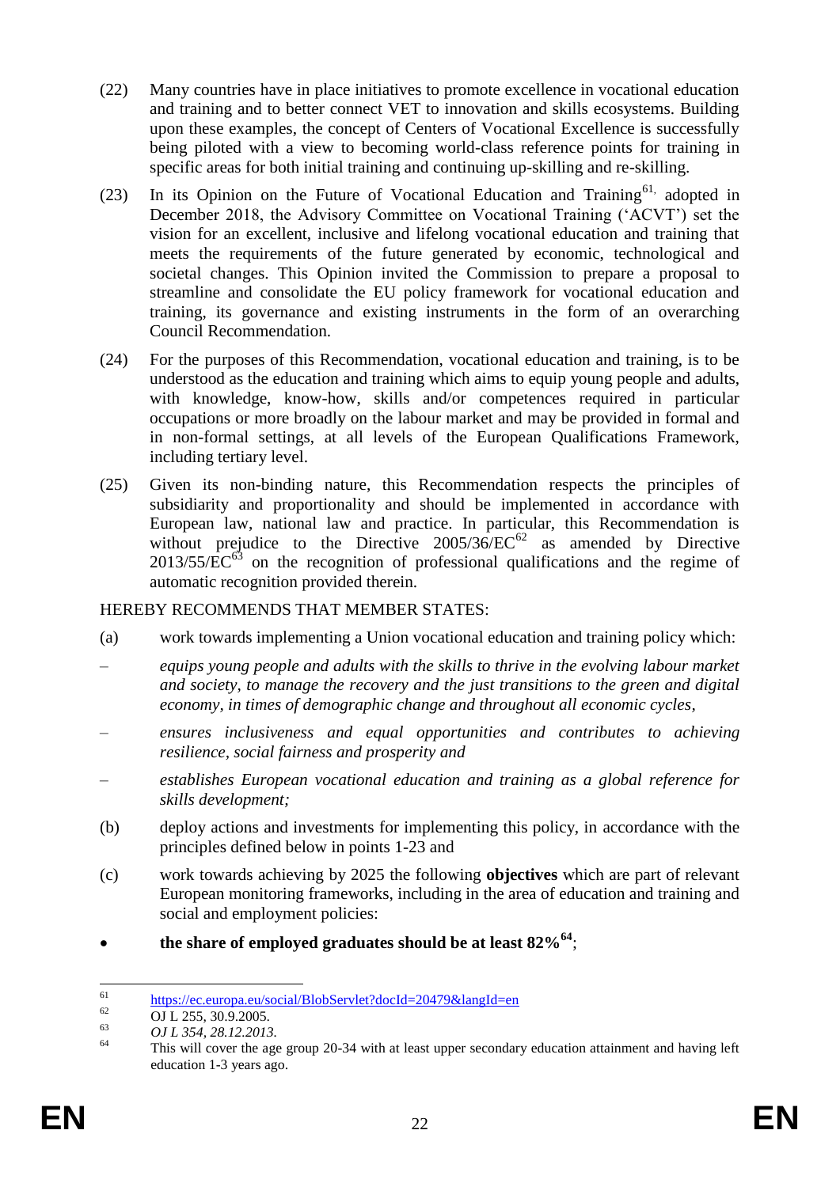(22) Many countries have in place initiatives to promote excellence in vocational education and training and to better connect VET to innovation and skills ecosystems. Building upon these examples, the concept of Centers of Vocational Excellence is successfully being piloted with a view to becoming world-class reference points for training in specific areas for both initial training and continuing up-skilling and re-skilling.

(23) In its Opinion on the Future of Vocational Education and Training[61,] adopted in December 2018, the Advisory Committee on Vocational Training ('ACVT') set the vision for an excellent, inclusive and lifelong vocational education and training that meets the requirements of the future generated by economic, technological and societal changes. This Opinion invited the Commission to prepare a proposal to streamline and consolidate the EU policy framework for vocational education and training, its governance and existing instruments in the form of an overarching Council Recommendation.

(24) For the purposes of this Recommendation, vocational education and training, is to be understood as the education and training which aims to equip young people and adults, with knowledge, know-how, skills and/or competences required in particular occupations or more broadly on the labour market and may be provided in formal and in non-formal settings, at all levels of the European Qualifications Framework, including tertiary level.

(25) Given its non-binding nature, this Recommendation respects the principles of subsidiarity and proportionality and should be implemented in accordance with European law, national law and practice. In particular, this Recommendation is without prejudice to the Directive 2005/36/EC[62] as amended by Directive 2013/55/EC[63] on the recognition of professional qualifications and the regime of automatic recognition provided therein.

HEREBY RECOMMENDS THAT MEMBER STATES:

(a) work towards implementing a Union vocational education and training policy which:

– *equips young people and adults with the skills to thrive in the evolving labour market and society, to manage the recovery and the just transitions to the green and digital economy, in times of demographic change and throughout all economic cycles,*

– *ensures inclusiveness and equal opportunities and contributes to achieving resilience, social fairness and prosperity and*

– *establishes European vocational education and training as a global reference for skills development;*

(b) deploy actions and investments for implementing this policy, in accordance with the principles defined below in points 1-23 and

(c) work towards achieving by 2025 the following **objectives** which are part of relevant European monitoring frameworks, including in the area of education and training and social and employment policies:

- **the share of employed graduates should be at least 82%[64]**;

---

[61] https://ec.europa.eu/social/BlobServlet?docId=20479&langId=en

[62] OJ L 255, 30.9.2005.

[63] *OJ L 354, 28.12.2013.*

[64] This will cover the age group 20-34 with at least upper secondary education attainment and having left education 1-3 years ago.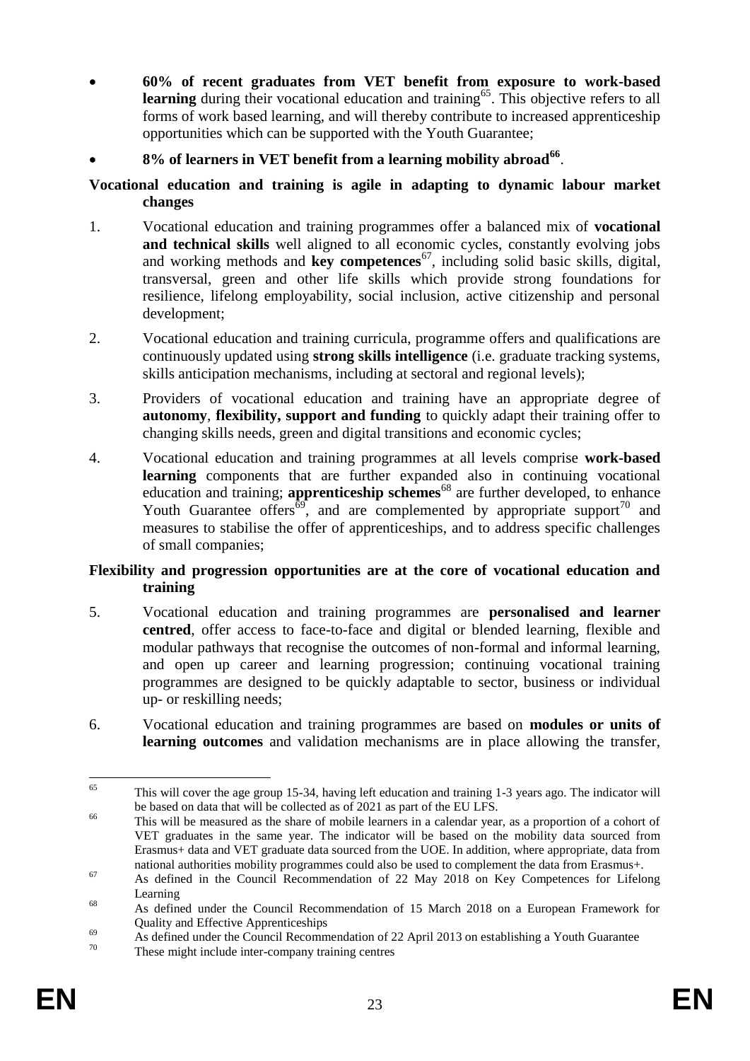- **60% of recent graduates from VET benefit from exposure to work-based learning** during their vocational education and training[65]. This objective refers to all forms of work based learning, and will thereby contribute to increased apprenticeship opportunities which can be supported with the Youth Guarantee;
- **8% of learners in VET benefit from a learning mobility abroad[66]**.

**Vocational education and training is agile in adapting to dynamic labour market changes**

1. Vocational education and training programmes offer a balanced mix of **vocational and technical skills** well aligned to all economic cycles, constantly evolving jobs and working methods and **key competences**[67], including solid basic skills, digital, transversal, green and other life skills which provide strong foundations for resilience, lifelong employability, social inclusion, active citizenship and personal development;
2. Vocational education and training curricula, programme offers and qualifications are continuously updated using **strong skills intelligence** (i.e. graduate tracking systems, skills anticipation mechanisms, including at sectoral and regional levels);
3. Providers of vocational education and training have an appropriate degree of **autonomy**, **flexibility, support and funding** to quickly adapt their training offer to changing skills needs, green and digital transitions and economic cycles;
4. Vocational education and training programmes at all levels comprise **work-based learning** components that are further expanded also in continuing vocational education and training; **apprenticeship schemes**[68] are further developed, to enhance Youth Guarantee offers[69], and are complemented by appropriate support[70] and measures to stabilise the offer of apprenticeships, and to address specific challenges of small companies;

**Flexibility and progression opportunities are at the core of vocational education and training**

5. Vocational education and training programmes are **personalised and learner centred**, offer access to face-to-face and digital or blended learning, flexible and modular pathways that recognise the outcomes of non-formal and informal learning, and open up career and learning progression; continuing vocational training programmes are designed to be quickly adaptable to sector, business or individual up- or reskilling needs;
6. Vocational education and training programmes are based on **modules or units of learning outcomes** and validation mechanisms are in place allowing the transfer,

---

[65] This will cover the age group 15-34, having left education and training 1-3 years ago. The indicator will be based on data that will be collected as of 2021 as part of the EU LFS.

[66] This will be measured as the share of mobile learners in a calendar year, as a proportion of a cohort of VET graduates in the same year. The indicator will be based on the mobility data sourced from Erasmus+ data and VET graduate data sourced from the UOE. In addition, where appropriate, data from national authorities mobility programmes could also be used to complement the data from Erasmus+.

[67] As defined in the Council Recommendation of 22 May 2018 on Key Competences for Lifelong Learning

[68] As defined under the Council Recommendation of 15 March 2018 on a European Framework for Quality and Effective Apprenticeships

[69] As defined under the Council Recommendation of 22 April 2013 on establishing a Youth Guarantee

[70] These might include inter-company training centres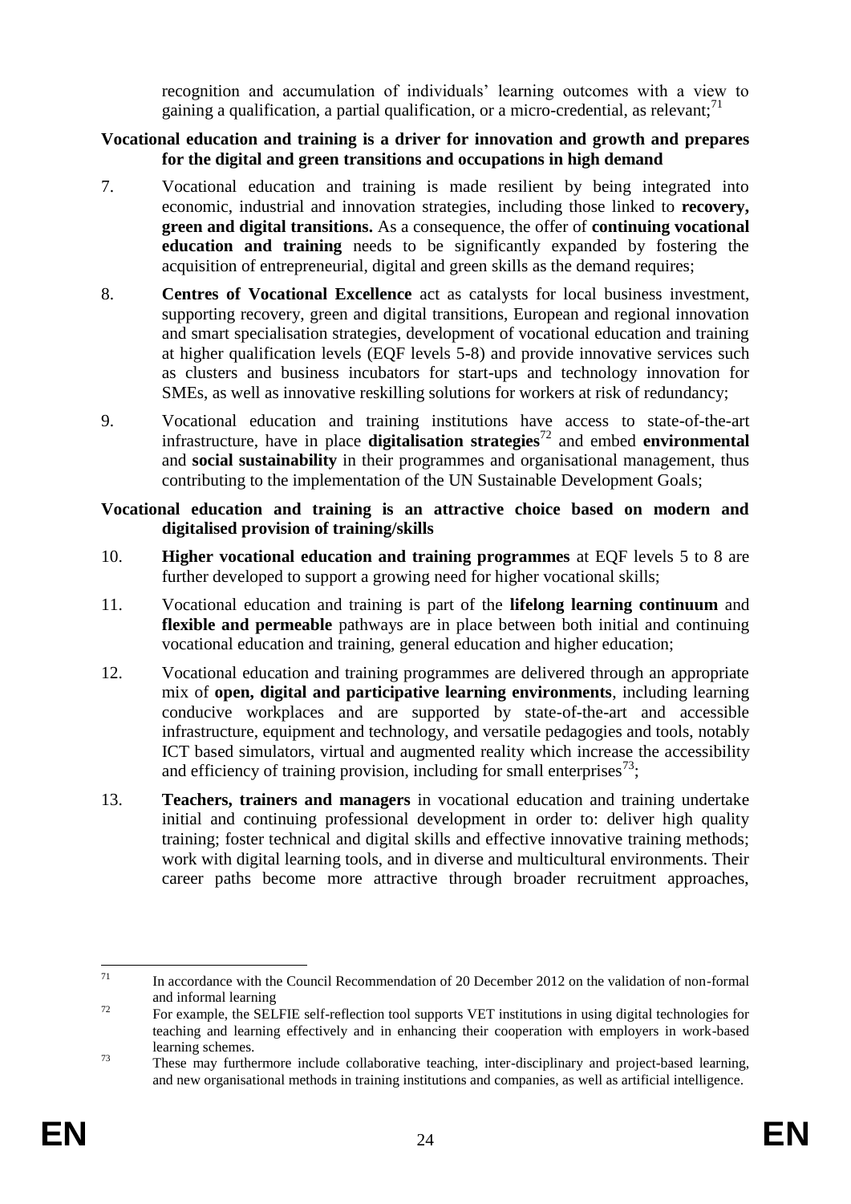recognition and accumulation of individuals' learning outcomes with a view to gaining a qualification, a partial qualification, or a micro-credential, as relevant;[71]

**Vocational education and training is a driver for innovation and growth and prepares for the digital and green transitions and occupations in high demand**

7. Vocational education and training is made resilient by being integrated into economic, industrial and innovation strategies, including those linked to **recovery, green and digital transitions.** As a consequence, the offer of **continuing vocational education and training** needs to be significantly expanded by fostering the acquisition of entrepreneurial, digital and green skills as the demand requires;

8. **Centres of Vocational Excellence** act as catalysts for local business investment, supporting recovery, green and digital transitions, European and regional innovation and smart specialisation strategies, development of vocational education and training at higher qualification levels (EQF levels 5-8) and provide innovative services such as clusters and business incubators for start-ups and technology innovation for SMEs, as well as innovative reskilling solutions for workers at risk of redundancy;

9. Vocational education and training institutions have access to state-of-the-art infrastructure, have in place **digitalisation strategies**[72] and embed **environmental** and **social sustainability** in their programmes and organisational management, thus contributing to the implementation of the UN Sustainable Development Goals;

**Vocational education and training is an attractive choice based on modern and digitalised provision of training/skills**

10. **Higher vocational education and training programmes** at EQF levels 5 to 8 are further developed to support a growing need for higher vocational skills;

11. Vocational education and training is part of the **lifelong learning continuum** and **flexible and permeable** pathways are in place between both initial and continuing vocational education and training, general education and higher education;

12. Vocational education and training programmes are delivered through an appropriate mix of **open, digital and participative learning environments**, including learning conducive workplaces and are supported by state-of-the-art and accessible infrastructure, equipment and technology, and versatile pedagogies and tools, notably ICT based simulators, virtual and augmented reality which increase the accessibility and efficiency of training provision, including for small enterprises[73];

13. **Teachers, trainers and managers** in vocational education and training undertake initial and continuing professional development in order to: deliver high quality training; foster technical and digital skills and effective innovative training methods; work with digital learning tools, and in diverse and multicultural environments. Their career paths become more attractive through broader recruitment approaches,

---

[71] In accordance with the Council Recommendation of 20 December 2012 on the validation of non-formal and informal learning

[72] For example, the SELFIE self-reflection tool supports VET institutions in using digital technologies for teaching and learning effectively and in enhancing their cooperation with employers in work-based learning schemes.

[73] These may furthermore include collaborative teaching, inter-disciplinary and project-based learning, and new organisational methods in training institutions and companies, as well as artificial intelligence.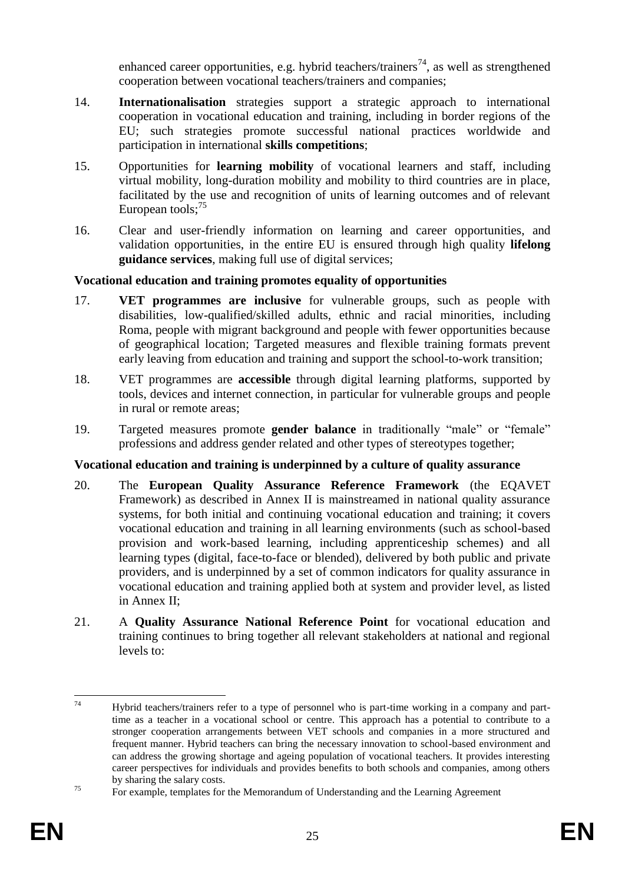enhanced career opportunities, e.g. hybrid teachers/trainers[74], as well as strengthened cooperation between vocational teachers/trainers and companies;

14. **Internationalisation** strategies support a strategic approach to international cooperation in vocational education and training, including in border regions of the EU; such strategies promote successful national practices worldwide and participation in international **skills competitions**;

15. Opportunities for **learning mobility** of vocational learners and staff, including virtual mobility, long-duration mobility and mobility to third countries are in place, facilitated by the use and recognition of units of learning outcomes and of relevant European tools;[75]

16. Clear and user-friendly information on learning and career opportunities, and validation opportunities, in the entire EU is ensured through high quality **lifelong guidance services**, making full use of digital services;

**Vocational education and training promotes equality of opportunities**

17. **VET programmes are inclusive** for vulnerable groups, such as people with disabilities, low-qualified/skilled adults, ethnic and racial minorities, including Roma, people with migrant background and people with fewer opportunities because of geographical location; Targeted measures and flexible training formats prevent early leaving from education and training and support the school-to-work transition;

18. VET programmes are **accessible** through digital learning platforms, supported by tools, devices and internet connection, in particular for vulnerable groups and people in rural or remote areas;

19. Targeted measures promote **gender balance** in traditionally "male" or "female" professions and address gender related and other types of stereotypes together;

**Vocational education and training is underpinned by a culture of quality assurance**

20. The **European Quality Assurance Reference Framework** (the EQAVET Framework) as described in Annex II is mainstreamed in national quality assurance systems, for both initial and continuing vocational education and training; it covers vocational education and training in all learning environments (such as school-based provision and work-based learning, including apprenticeship schemes) and all learning types (digital, face-to-face or blended), delivered by both public and private providers, and is underpinned by a set of common indicators for quality assurance in vocational education and training applied both at system and provider level, as listed in Annex II;

21. A **Quality Assurance National Reference Point** for vocational education and training continues to bring together all relevant stakeholders at national and regional levels to:

---

[74] Hybrid teachers/trainers refer to a type of personnel who is part-time working in a company and part-time as a teacher in a vocational school or centre. This approach has a potential to contribute to a stronger cooperation arrangements between VET schools and companies in a more structured and frequent manner. Hybrid teachers can bring the necessary innovation to school-based environment and can address the growing shortage and ageing population of vocational teachers. It provides interesting career perspectives for individuals and provides benefits to both schools and companies, among others by sharing the salary costs.

[75] For example, templates for the Memorandum of Understanding and the Learning Agreement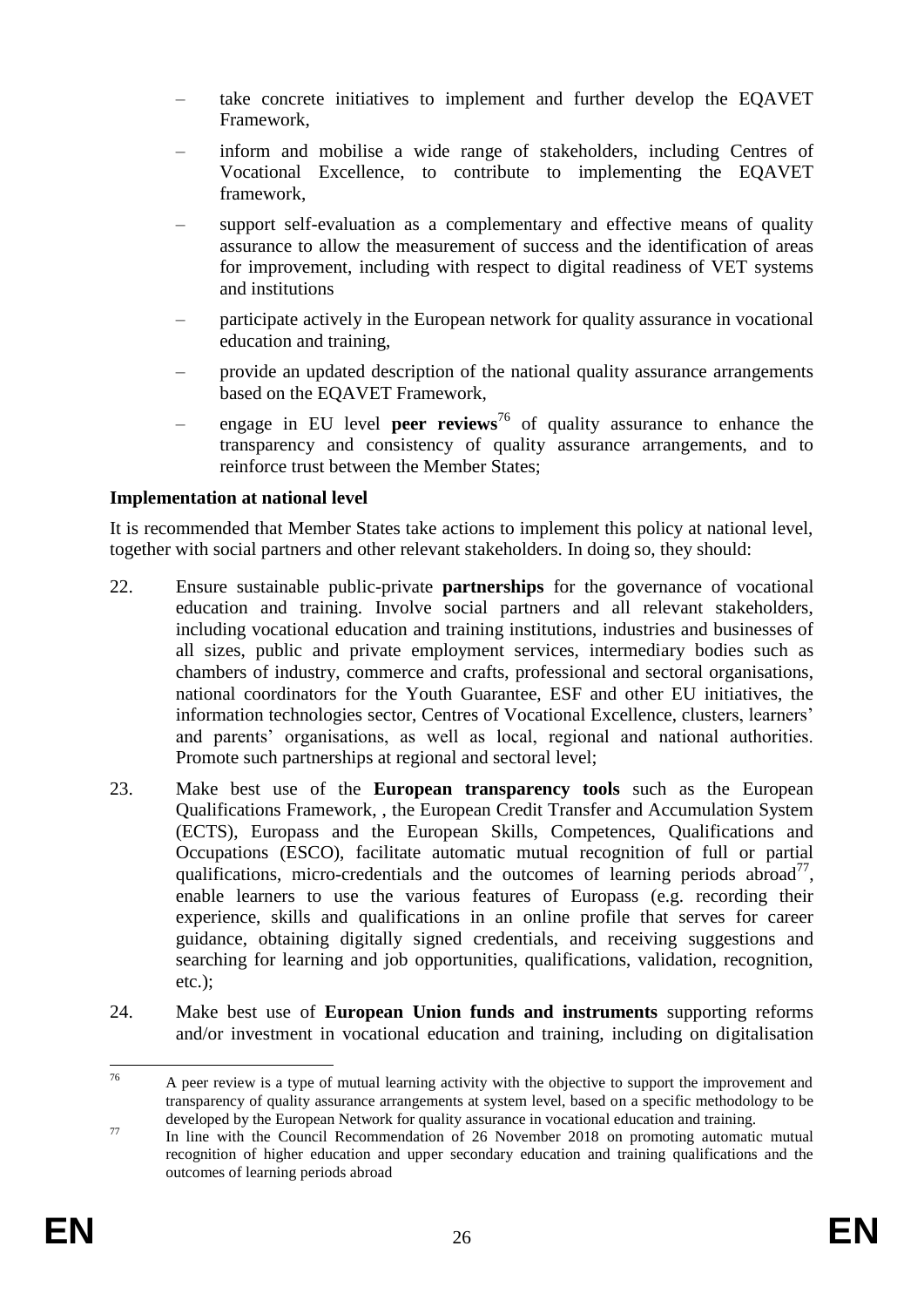– take concrete initiatives to implement and further develop the EQAVET Framework,

– inform and mobilise a wide range of stakeholders, including Centres of Vocational Excellence, to contribute to implementing the EQAVET framework,

– support self-evaluation as a complementary and effective means of quality assurance to allow the measurement of success and the identification of areas for improvement, including with respect to digital readiness of VET systems and institutions

– participate actively in the European network for quality assurance in vocational education and training,

– provide an updated description of the national quality assurance arrangements based on the EQAVET Framework,

– engage in EU level **peer reviews**[76] of quality assurance to enhance the transparency and consistency of quality assurance arrangements, and to reinforce trust between the Member States;

**Implementation at national level**

It is recommended that Member States take actions to implement this policy at national level, together with social partners and other relevant stakeholders. In doing so, they should:

22. Ensure sustainable public-private **partnerships** for the governance of vocational education and training. Involve social partners and all relevant stakeholders, including vocational education and training institutions, industries and businesses of all sizes, public and private employment services, intermediary bodies such as chambers of industry, commerce and crafts, professional and sectoral organisations, national coordinators for the Youth Guarantee, ESF and other EU initiatives, the information technologies sector, Centres of Vocational Excellence, clusters, learners' and parents' organisations, as well as local, regional and national authorities. Promote such partnerships at regional and sectoral level;

23. Make best use of the **European transparency tools** such as the European Qualifications Framework, , the European Credit Transfer and Accumulation System (ECTS), Europass and the European Skills, Competences, Qualifications and Occupations (ESCO), facilitate automatic mutual recognition of full or partial qualifications, micro-credentials and the outcomes of learning periods abroad[77], enable learners to use the various features of Europass (e.g. recording their experience, skills and qualifications in an online profile that serves for career guidance, obtaining digitally signed credentials, and receiving suggestions and searching for learning and job opportunities, qualifications, validation, recognition, etc.);

24. Make best use of **European Union funds and instruments** supporting reforms and/or investment in vocational education and training, including on digitalisation

[76] A peer review is a type of mutual learning activity with the objective to support the improvement and transparency of quality assurance arrangements at system level, based on a specific methodology to be developed by the European Network for quality assurance in vocational education and training.

[77] In line with the Council Recommendation of 26 November 2018 on promoting automatic mutual recognition of higher education and upper secondary education and training qualifications and the outcomes of learning periods abroad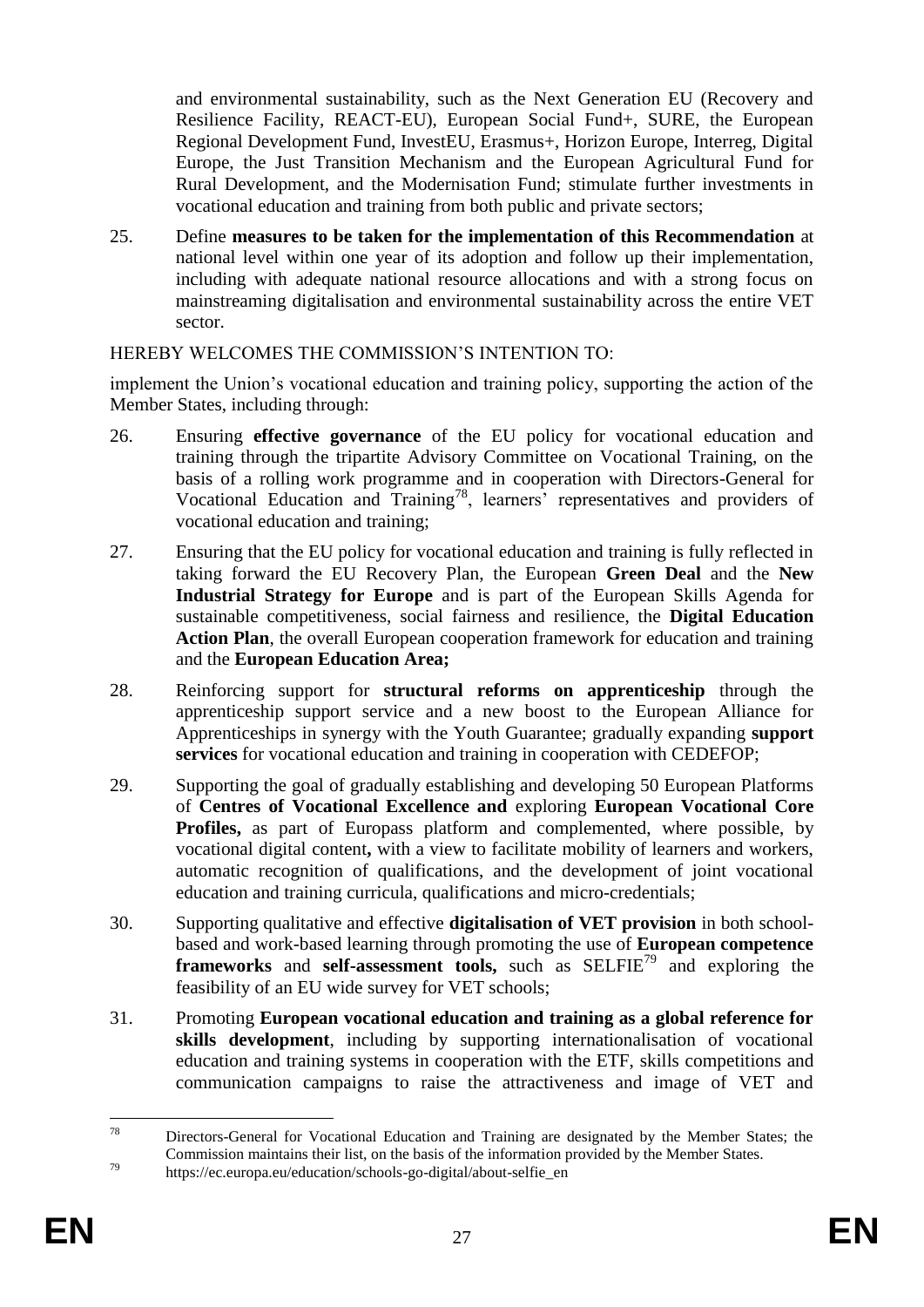and environmental sustainability, such as the Next Generation EU (Recovery and Resilience Facility, REACT-EU), European Social Fund+, SURE, the European Regional Development Fund, InvestEU, Erasmus+, Horizon Europe, Interreg, Digital Europe, the Just Transition Mechanism and the European Agricultural Fund for Rural Development, and the Modernisation Fund; stimulate further investments in vocational education and training from both public and private sectors;

25. Define **measures to be taken for the implementation of this Recommendation** at national level within one year of its adoption and follow up their implementation, including with adequate national resource allocations and with a strong focus on mainstreaming digitalisation and environmental sustainability across the entire VET sector.

HEREBY WELCOMES THE COMMISSION'S INTENTION TO:

implement the Union's vocational education and training policy, supporting the action of the Member States, including through:

26. Ensuring **effective governance** of the EU policy for vocational education and training through the tripartite Advisory Committee on Vocational Training, on the basis of a rolling work programme and in cooperation with Directors-General for Vocational Education and Training[78], learners' representatives and providers of vocational education and training;

27. Ensuring that the EU policy for vocational education and training is fully reflected in taking forward the EU Recovery Plan, the European **Green Deal** and the **New Industrial Strategy for Europe** and is part of the European Skills Agenda for sustainable competitiveness, social fairness and resilience, the **Digital Education Action Plan**, the overall European cooperation framework for education and training and the **European Education Area;**

28. Reinforcing support for **structural reforms on apprenticeship** through the apprenticeship support service and a new boost to the European Alliance for Apprenticeships in synergy with the Youth Guarantee; gradually expanding **support services** for vocational education and training in cooperation with CEDEFOP;

29. Supporting the goal of gradually establishing and developing 50 European Platforms of **Centres of Vocational Excellence and** exploring **European Vocational Core Profiles,** as part of Europass platform and complemented, where possible, by vocational digital content**,** with a view to facilitate mobility of learners and workers, automatic recognition of qualifications, and the development of joint vocational education and training curricula, qualifications and micro-credentials;

30. Supporting qualitative and effective **digitalisation of VET provision** in both school-based and work-based learning through promoting the use of **European competence frameworks** and **self-assessment tools,** such as SELFIE[79] and exploring the feasibility of an EU wide survey for VET schools;

31. Promoting **European vocational education and training as a global reference for skills development**, including by supporting internationalisation of vocational education and training systems in cooperation with the ETF, skills competitions and communication campaigns to raise the attractiveness and image of VET and

---

[78] Directors-General for Vocational Education and Training are designated by the Member States; the Commission maintains their list, on the basis of the information provided by the Member States.

[79] https://ec.europa.eu/education/schools-go-digital/about-selfie_en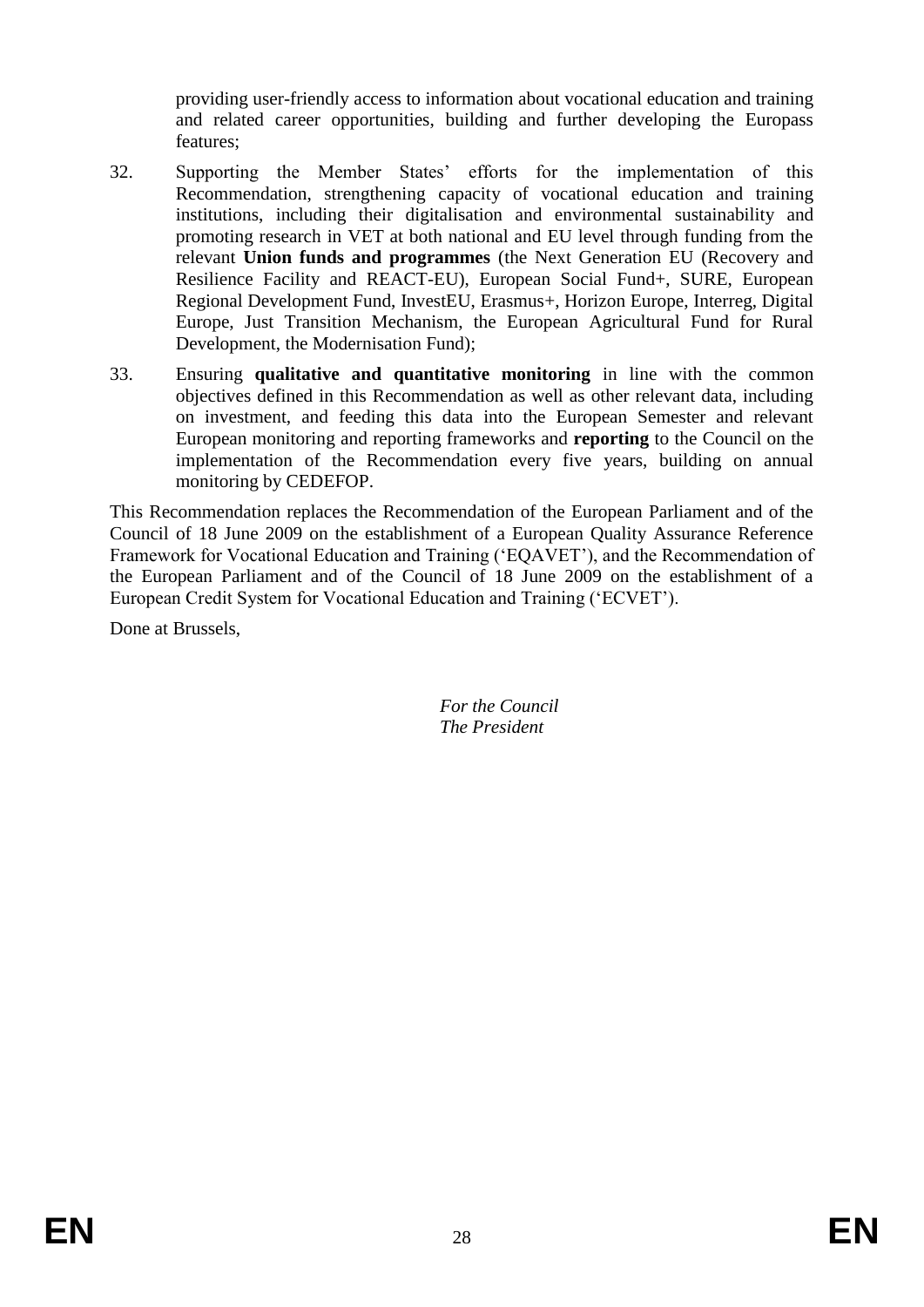providing user-friendly access to information about vocational education and training and related career opportunities, building and further developing the Europass features;

32. Supporting the Member States' efforts for the implementation of this Recommendation, strengthening capacity of vocational education and training institutions, including their digitalisation and environmental sustainability and promoting research in VET at both national and EU level through funding from the relevant **Union funds and programmes** (the Next Generation EU (Recovery and Resilience Facility and REACT-EU), European Social Fund+, SURE, European Regional Development Fund, InvestEU, Erasmus+, Horizon Europe, Interreg, Digital Europe, Just Transition Mechanism, the European Agricultural Fund for Rural Development, the Modernisation Fund);

33. Ensuring **qualitative and quantitative monitoring** in line with the common objectives defined in this Recommendation as well as other relevant data, including on investment, and feeding this data into the European Semester and relevant European monitoring and reporting frameworks and **reporting** to the Council on the implementation of the Recommendation every five years, building on annual monitoring by CEDEFOP.

This Recommendation replaces the Recommendation of the European Parliament and of the Council of 18 June 2009 on the establishment of a European Quality Assurance Reference Framework for Vocational Education and Training ('EQAVET'), and the Recommendation of the European Parliament and of the Council of 18 June 2009 on the establishment of a European Credit System for Vocational Education and Training ('ECVET').

Done at Brussels,

*For the Council*
*The President*